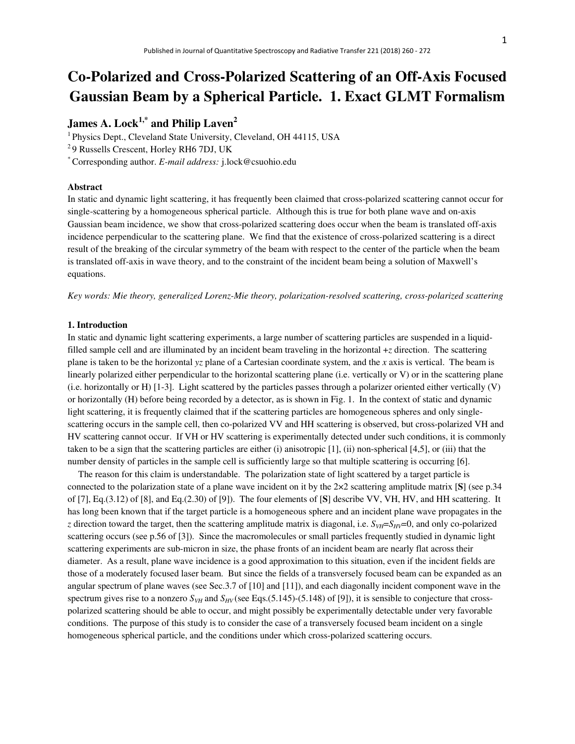Published in Journal of Quantitative Spectroscopy and Radiative Transfer 221 (2018) 260 - 272

# Co-Polarized and Cross-Polarized Scattering of an Off-Axis Focused Gaussian Beam by a Spherical Particle. 1. Exact GLMT Formalism

**James A. Lock[1,*] and Philip Laven[2]**

[1] Physics Dept., Cleveland State University, Cleveland, OH 44115, USA
[2] 9 Russells Crescent, Horley RH6 7DJ, UK
[*] Corresponding author. *E-mail address:* j.lock@csuohio.edu

**Abstract**

In static and dynamic light scattering, it has frequently been claimed that cross-polarized scattering cannot occur for single-scattering by a homogeneous spherical particle. Although this is true for both plane wave and on-axis Gaussian beam incidence, we show that cross-polarized scattering does occur when the beam is translated off-axis incidence perpendicular to the scattering plane. We find that the existence of cross-polarized scattering is a direct result of the breaking of the circular symmetry of the beam with respect to the center of the particle when the beam is translated off-axis in wave theory, and to the constraint of the incident beam being a solution of Maxwell's equations.

*Key words: Mie theory, generalized Lorenz-Mie theory, polarization-resolved scattering, cross-polarized scattering*

## 1. Introduction

In static and dynamic light scattering experiments, a large number of scattering particles are suspended in a liquid-filled sample cell and are illuminated by an incident beam traveling in the horizontal $+z$ direction. The scattering plane is taken to be the horizontal $yz$ plane of a Cartesian coordinate system, and the $x$ axis is vertical. The beam is linearly polarized either perpendicular to the horizontal scattering plane (i.e. vertically or V) or in the scattering plane (i.e. horizontally or H) [1-3]. Light scattered by the particles passes through a polarizer oriented either vertically (V) or horizontally (H) before being recorded by a detector, as is shown in Fig. 1. In the context of static and dynamic light scattering, it is frequently claimed that if the scattering particles are homogeneous spheres and only single-scattering occurs in the sample cell, then co-polarized VV and HH scattering is observed, but cross-polarized VH and HV scattering cannot occur. If VH or HV scattering is experimentally detected under such conditions, it is commonly taken to be a sign that the scattering particles are either (i) anisotropic [1], (ii) non-spherical [4,5], or (iii) that the number density of particles in the sample cell is sufficiently large so that multiple scattering is occurring [6].

The reason for this claim is understandable. The polarization state of light scattered by a target particle is connected to the polarization state of a plane wave incident on it by the 2×2 scattering amplitude matrix [**S**] (see p.34 of [7], Eq.(3.12) of [8], and Eq.(2.30) of [9]). The four elements of [**S**] describe VV, VH, HV, and HH scattering. It has long been known that if the target particle is a homogeneous sphere and an incident plane wave propagates in the $z$ direction toward the target, then the scattering amplitude matrix is diagonal, i.e. $S_{VH}=S_{HV}=0$, and only co-polarized scattering occurs (see p.56 of [3]). Since the macromolecules or small particles frequently studied in dynamic light scattering experiments are sub-micron in size, the phase fronts of an incident beam are nearly flat across their diameter. As a result, plane wave incidence is a good approximation to this situation, even if the incident fields are those of a moderately focused laser beam. But since the fields of a transversely focused beam can be expanded as an angular spectrum of plane waves (see Sec.3.7 of [10] and [11]), and each diagonally incident component wave in the spectrum gives rise to a nonzero $S_{VH}$ and $S_{HV}$ (see Eqs.(5.145)-(5.148) of [9]), it is sensible to conjecture that cross-polarized scattering should be able to occur, and might possibly be experimentally detectable under very favorable conditions. The purpose of this study is to consider the case of a transversely focused beam incident on a single homogeneous spherical particle, and the conditions under which cross-polarized scattering occurs.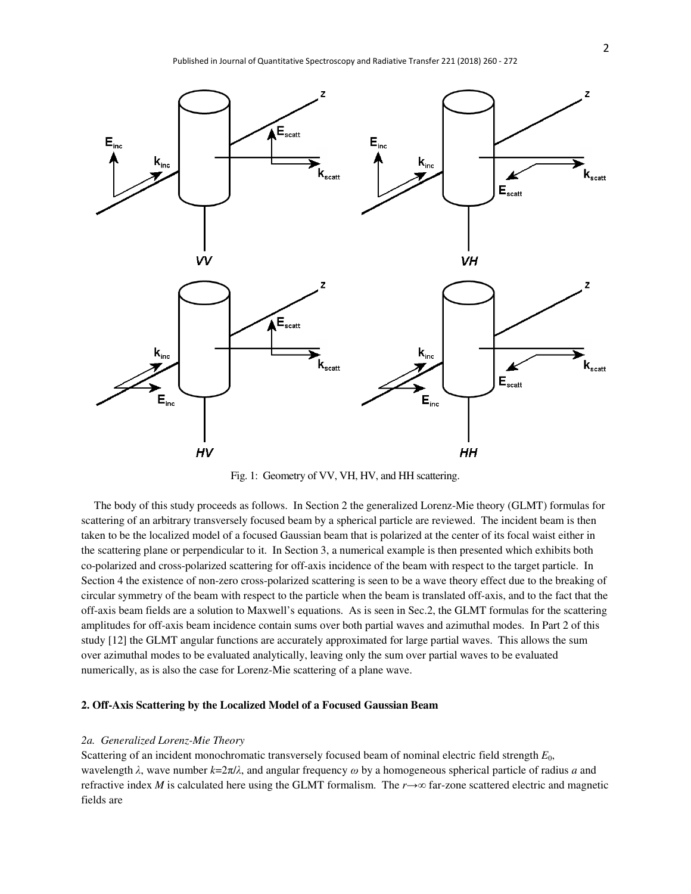Fig. 1: Geometry of VV, VH, HV, and HH scattering.

The body of this study proceeds as follows. In Section 2 the generalized Lorenz-Mie theory (GLMT) formulas for scattering of an arbitrary transversely focused beam by a spherical particle are reviewed. The incident beam is then taken to be the localized model of a focused Gaussian beam that is polarized at the center of its focal waist either in the scattering plane or perpendicular to it. In Section 3, a numerical example is then presented which exhibits both co-polarized and cross-polarized scattering for off-axis incidence of the beam with respect to the target particle. In Section 4 the existence of non-zero cross-polarized scattering is seen to be a wave theory effect due to the breaking of circular symmetry of the beam with respect to the particle when the beam is translated off-axis, and to the fact that the off-axis beam fields are a solution to Maxwell's equations. As is seen in Sec.2, the GLMT formulas for the scattering amplitudes for off-axis beam incidence contain sums over both partial waves and azimuthal modes. In Part 2 of this study [12] the GLMT angular functions are accurately approximated for large partial waves. This allows the sum over azimuthal modes to be evaluated analytically, leaving only the sum over partial waves to be evaluated numerically, as is also the case for Lorenz-Mie scattering of a plane wave.

## 2. Off-Axis Scattering by the Localized Model of a Focused Gaussian Beam

### *2a. Generalized Lorenz-Mie Theory*

Scattering of an incident monochromatic transversely focused beam of nominal electric field strength $E_0$, wavelength $\lambda$, wave number $k=2\pi/\lambda$, and angular frequency $\omega$ by a homogeneous spherical particle of radius $a$ and refractive index $M$ is calculated here using the GLMT formalism. The $r\rightarrow\infty$ far-zone scattered electric and magnetic fields are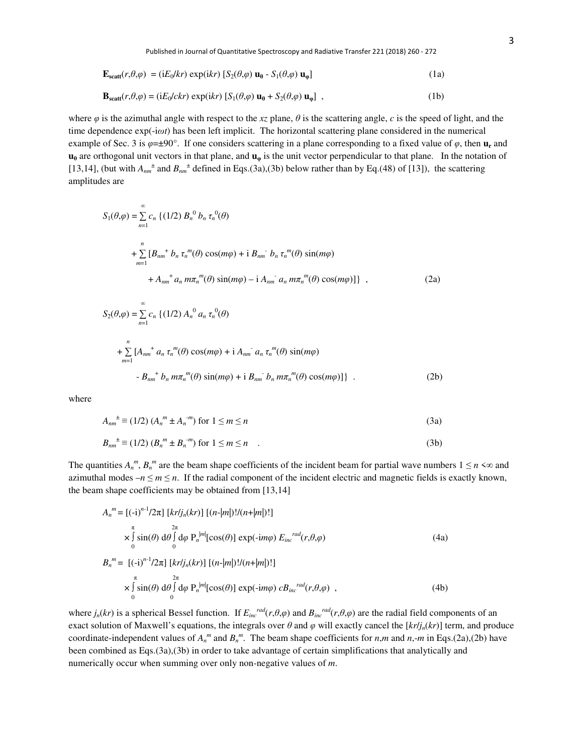$$\mathbf{E}_{\mathbf{scatt}}(r,\theta,\varphi) = (iE_0/kr)\exp(ikr)\,[S_2(\theta,\varphi)\,\mathbf{u}_\theta - S_1(\theta,\varphi)\,\mathbf{u}_\varphi] \tag{1a}$$

$$\mathbf{B}_{\mathbf{scatt}}(r,\theta,\varphi) = (iE_0/ckr)\exp(ikr)\,[S_1(\theta,\varphi)\,\mathbf{u}_\theta + S_2(\theta,\varphi)\,\mathbf{u}_\varphi]\ , \tag{1b}$$

where $\varphi$ is the azimuthal angle with respect to the $xz$ plane, $\theta$ is the scattering angle, $c$ is the speed of light, and the time dependence $\exp(-i\omega t)$ has been left implicit. The horizontal scattering plane considered in the numerical example of Sec. 3 is $\varphi=\pm 90°$. If one considers scattering in a plane corresponding to a fixed value of $\varphi$, then $\mathbf{u}_r$ and $\mathbf{u}_\theta$ are orthogonal unit vectors in that plane, and $\mathbf{u}_\varphi$ is the unit vector perpendicular to that plane. In the notation of [13,14], (but with $A_{nm}^{\pm}$ and $B_{nm}^{\pm}$ defined in Eqs.(3a),(3b) below rather than by Eq.(48) of [13]), the scattering amplitudes are

$$\begin{aligned} S_1(\theta,\varphi) = \sum_{n=1}^{\infty} c_n\ \{&(1/2)\,B_n^{\,0}\,b_n\,\tau_n^{\,0}(\theta) \\ &+ \sum_{m=1}^{n} [B_{nm}^{\ +}\,b_n\,\tau_n^{\,m}(\theta)\cos(m\varphi) + i\,B_{nm}^{\ -}\,b_n\,\tau_n^{\,m}(\theta)\sin(m\varphi) \\ &\qquad + A_{nm}^{\ +}\,a_n\,m\pi_n^{\,m}(\theta)\sin(m\varphi) - i\,A_{nm}^{\ -}\,a_n\,m\pi_n^{\,m}(\theta)\cos(m\varphi)]\}\ , \end{aligned} \tag{2a}$$

$$\begin{aligned} S_2(\theta,\varphi) = \sum_{n=1}^{\infty} c_n\ \{&(1/2)\,A_n^{\,0}\,a_n\,\tau_n^{\,0}(\theta) \\ &+ \sum_{m=1}^{n} [A_{nm}^{\ +}\,a_n\,\tau_n^{\,m}(\theta)\cos(m\varphi) + i\,A_{nm}^{\ -}\,a_n\,\tau_n^{\,m}(\theta)\sin(m\varphi) \\ &\qquad - B_{nm}^{\ +}\,b_n\,m\pi_n^{\,m}(\theta)\sin(m\varphi) + i\,B_{nm}^{\ -}\,b_n\,m\pi_n^{\,m}(\theta)\cos(m\varphi)]\}\ . \end{aligned} \tag{2b}$$

where

$$A_{nm}^{\ \pm} \equiv (1/2)\,(A_n^{\,m} \pm A_n^{\,-m}) \text{ for } 1 \le m \le n \tag{3a}$$

$$B_{nm}^{\ \pm} \equiv (1/2)\,(B_n^{\,m} \pm B_n^{\,-m}) \text{ for } 1 \le m \le n\ . \tag{3b}$$

The quantities $A_n^{\,m}$, $B_n^{\,m}$ are the beam shape coefficients of the incident beam for partial wave numbers $1 \le n < \infty$ and azimuthal modes $-n \le m \le n$. If the radial component of the incident electric and magnetic fields is exactly known, the beam shape coefficients may be obtained from [13,14]

$$\begin{aligned} A_n^{\,m} = {}&[(-i)^{n-1}/2\pi]\,[kr/j_n(kr)]\,[(n-|m|)!/(n+|m|)!] \\ &\times \int_0^{\pi} \sin(\theta)\,d\theta \int_0^{2\pi} d\varphi\ P_n^{|m|}[\cos(\theta)]\exp(-im\varphi)\,E_{inc}^{\ rad}(r,\theta,\varphi) \end{aligned} \tag{4a}$$

$$\begin{aligned} B_n^{\,m} = {}&[(-i)^{n-1}/2\pi]\,[kr/j_n(kr)]\,[(n-|m|)!/(n+|m|)!] \\ &\times \int_0^{\pi} \sin(\theta)\,d\theta \int_0^{2\pi} d\varphi\ P_n^{|m|}[\cos(\theta)]\exp(-im\varphi)\,cB_{inc}^{\ rad}(r,\theta,\varphi)\ , \end{aligned} \tag{4b}$$

where $j_n(kr)$ is a spherical Bessel function. If $E_{inc}^{\ rad}(r,\theta,\varphi)$ and $B_{inc}^{\ rad}(r,\theta,\varphi)$ are the radial field components of an exact solution of Maxwell's equations, the integrals over $\theta$ and $\varphi$ will exactly cancel the $[kr/j_n(kr)]$ term, and produce coordinate-independent values of $A_n^{\,m}$ and $B_n^{\,m}$. The beam shape coefficients for $n,m$ and $n,-m$ in Eqs.(2a),(2b) have been combined as Eqs.(3a),(3b) in order to take advantage of certain simplifications that analytically and numerically occur when summing over only non-negative values of $m$.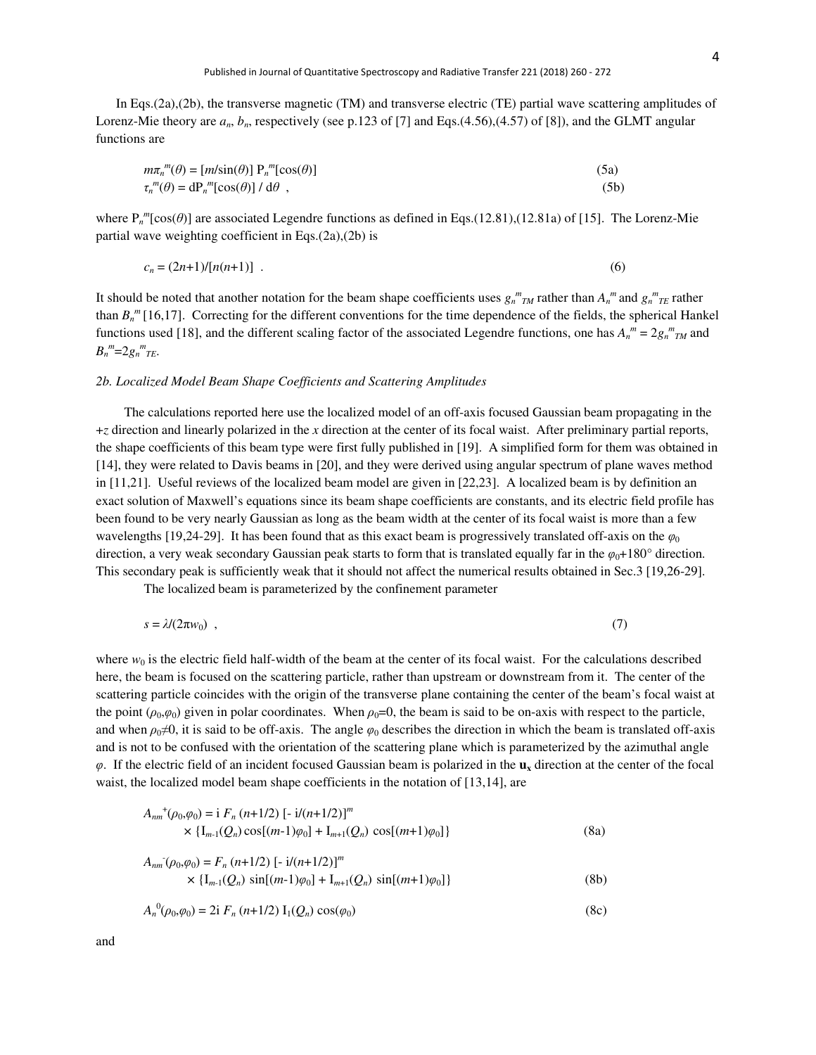In Eqs.(2a),(2b), the transverse magnetic (TM) and transverse electric (TE) partial wave scattering amplitudes of Lorenz-Mie theory are $a_n$, $b_n$, respectively (see p.123 of [7] and Eqs.(4.56),(4.57) of [8]), and the GLMT angular functions are

$$m\pi_n^m(\theta) = [m/\sin(\theta)]\, \mathrm{P}_n^m[\cos(\theta)] \tag{5a}$$

$$\tau_n^m(\theta) = \mathrm{dP}_n^m[\cos(\theta)] \,/\, \mathrm{d}\theta \ , \tag{5b}$$

where $\mathrm{P}_n^m[\cos(\theta)]$ are associated Legendre functions as defined in Eqs.(12.81),(12.81a) of [15]. The Lorenz-Mie partial wave weighting coefficient in Eqs.(2a),(2b) is

$$c_n = (2n+1)/[n(n+1)] \ . \tag{6}$$

It should be noted that another notation for the beam shape coefficients uses $g_n^m{}_{TM}$ rather than $A_n^m$ and $g_n^m{}_{TE}$ rather than $B_n^m$ [16,17]. Correcting for the different conventions for the time dependence of the fields, the spherical Hankel functions used [18], and the different scaling factor of the associated Legendre functions, one has $A_n^m = 2g_n^m{}_{TM}$ and $B_n^m = 2g_n^m{}_{TE}$.

### 2b. Localized Model Beam Shape Coefficients and Scattering Amplitudes

The calculations reported here use the localized model of an off-axis focused Gaussian beam propagating in the +$z$ direction and linearly polarized in the $x$ direction at the center of its focal waist. After preliminary partial reports, the shape coefficients of this beam type were first fully published in [19]. A simplified form for them was obtained in [14], they were related to Davis beams in [20], and they were derived using angular spectrum of plane waves method in [11,21]. Useful reviews of the localized beam model are given in [22,23]. A localized beam is by definition an exact solution of Maxwell's equations since its beam shape coefficients are constants, and its electric field profile has been found to be very nearly Gaussian as long as the beam width at the center of its focal waist is more than a few wavelengths [19,24-29]. It has been found that as this exact beam is progressively translated off-axis on the $\varphi_0$ direction, a very weak secondary Gaussian peak starts to form that is translated equally far in the $\varphi_0$+180° direction. This secondary peak is sufficiently weak that it should not affect the numerical results obtained in Sec.3 [19,26-29].

The localized beam is parameterized by the confinement parameter

$$s = \lambda/(2\pi w_0) \ , \tag{7}$$

where $w_0$ is the electric field half-width of the beam at the center of its focal waist. For the calculations described here, the beam is focused on the scattering particle, rather than upstream or downstream from it. The center of the scattering particle coincides with the origin of the transverse plane containing the center of the beam's focal waist at the point $(\rho_0,\varphi_0)$ given in polar coordinates. When $\rho_0$=0, the beam is said to be on-axis with respect to the particle, and when $\rho_0 \neq 0$, it is said to be off-axis. The angle $\varphi_0$ describes the direction in which the beam is translated off-axis and is not to be confused with the orientation of the scattering plane which is parameterized by the azimuthal angle $\varphi$. If the electric field of an incident focused Gaussian beam is polarized in the $\mathbf{u_x}$ direction at the center of the focal waist, the localized model beam shape coefficients in the notation of [13,14], are

$$A_{nm}^{+}(\rho_0,\varphi_0) = \mathrm{i}\, F_n\, (n+1/2)\, [-\,\mathrm{i}/(n+1/2)]^m \times \{\mathrm{I}_{m-1}(Q_n)\cos[(m-1)\varphi_0] + \mathrm{I}_{m+1}(Q_n)\, \cos[(m+1)\varphi_0]\} \tag{8a}$$

$$A_{nm}^{-}(\rho_0,\varphi_0) = F_n\, (n+1/2)\, [-\,\mathrm{i}/(n+1/2)]^m \times \{\mathrm{I}_{m-1}(Q_n)\, \sin[(m-1)\varphi_0] + \mathrm{I}_{m+1}(Q_n)\, \sin[(m+1)\varphi_0]\} \tag{8b}$$

$$A_n^{0}(\rho_0,\varphi_0) = 2\mathrm{i}\, F_n\, (n+1/2)\, \mathrm{I}_1(Q_n) \cos(\varphi_0) \tag{8c}$$

and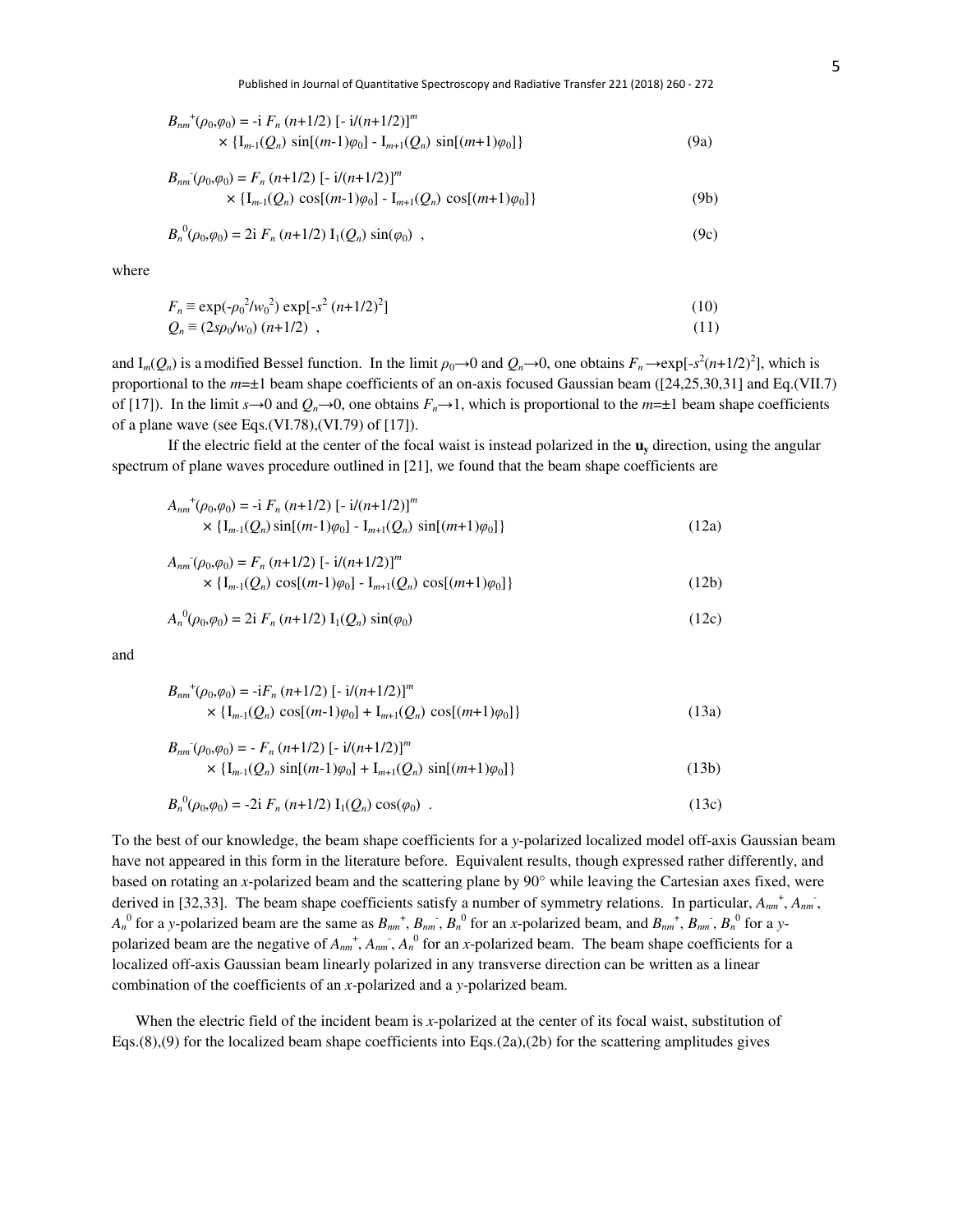$$B_{nm}^{+}(\rho_0,\varphi_0) = -\mathrm{i}\, F_n\, (n+1/2)\, [-\,\mathrm{i}/(n+1/2)]^m \times \{\mathrm{I}_{m-1}(Q_n)\, \sin[(m-1)\varphi_0] - \mathrm{I}_{m+1}(Q_n)\, \sin[(m+1)\varphi_0]\} \tag{9a}$$

$$B_{nm}^{-}(\rho_0,\varphi_0) = F_n\, (n+1/2)\, [-\,\mathrm{i}/(n+1/2)]^m \times \{\mathrm{I}_{m-1}(Q_n)\, \cos[(m-1)\varphi_0] - \mathrm{I}_{m+1}(Q_n)\, \cos[(m+1)\varphi_0]\} \tag{9b}$$

$$B_{n}^{0}(\rho_0,\varphi_0) = 2\mathrm{i}\, F_n\, (n+1/2)\, \mathrm{I}_1(Q_n)\, \sin(\varphi_0)\ , \tag{9c}$$

where

$$F_n \equiv \exp(-\rho_0^2/w_0^2)\, \exp[-s^2\, (n+1/2)^2] \tag{10}$$

$$Q_n \equiv (2s\rho_0/w_0)\, (n+1/2)\ , \tag{11}$$

and $\mathrm{I}_m(Q_n)$ is a modified Bessel function. In the limit $\rho_0 \to 0$ and $Q_n \to 0$, one obtains $F_n \to \exp[-s^2(n+1/2)^2]$, which is proportional to the $m=\pm1$ beam shape coefficients of an on-axis focused Gaussian beam ([24,25,30,31] and Eq.(VII.7) of [17]). In the limit $s \to 0$ and $Q_n \to 0$, one obtains $F_n \to 1$, which is proportional to the $m=\pm1$ beam shape coefficients of a plane wave (see Eqs.(VI.78),(VI.79) of [17]).

If the electric field at the center of the focal waist is instead polarized in the $\mathbf{u_y}$ direction, using the angular spectrum of plane waves procedure outlined in [21], we found that the beam shape coefficients are

$$A_{nm}^{+}(\rho_0,\varphi_0) = -\mathrm{i}\, F_n\, (n+1/2)\, [-\,\mathrm{i}/(n+1/2)]^m \times \{\mathrm{I}_{m-1}(Q_n)\, \sin[(m-1)\varphi_0] - \mathrm{I}_{m+1}(Q_n)\, \sin[(m+1)\varphi_0]\} \tag{12a}$$

$$A_{nm}^{-}(\rho_0,\varphi_0) = F_n\, (n+1/2)\, [-\,\mathrm{i}/(n+1/2)]^m \times \{\mathrm{I}_{m-1}(Q_n)\, \cos[(m-1)\varphi_0] - \mathrm{I}_{m+1}(Q_n)\, \cos[(m+1)\varphi_0]\} \tag{12b}$$

$$A_{n}^{0}(\rho_0,\varphi_0) = 2\mathrm{i}\, F_n\, (n+1/2)\, \mathrm{I}_1(Q_n)\, \sin(\varphi_0) \tag{12c}$$

and

$$B_{nm}^{+}(\rho_0,\varphi_0) = -\mathrm{i}F_n\, (n+1/2)\, [-\,\mathrm{i}/(n+1/2)]^m \times \{\mathrm{I}_{m-1}(Q_n)\, \cos[(m-1)\varphi_0] + \mathrm{I}_{m+1}(Q_n)\, \cos[(m+1)\varphi_0]\} \tag{13a}$$

$$B_{nm}^{-}(\rho_0,\varphi_0) = -\, F_n\, (n+1/2)\, [-\,\mathrm{i}/(n+1/2)]^m \times \{\mathrm{I}_{m-1}(Q_n)\, \sin[(m-1)\varphi_0] + \mathrm{I}_{m+1}(Q_n)\, \sin[(m+1)\varphi_0]\} \tag{13b}$$

$$B_{n}^{0}(\rho_0,\varphi_0) = -2\mathrm{i}\, F_n\, (n+1/2)\, \mathrm{I}_1(Q_n)\, \cos(\varphi_0)\ . \tag{13c}$$

To the best of our knowledge, the beam shape coefficients for a $y$-polarized localized model off-axis Gaussian beam have not appeared in this form in the literature before. Equivalent results, though expressed rather differently, and based on rotating an $x$-polarized beam and the scattering plane by 90° while leaving the Cartesian axes fixed, were derived in [32,33]. The beam shape coefficients satisfy a number of symmetry relations. In particular, $A_{nm}^{+}$, $A_{nm}^{-}$, $A_n^{0}$ for a $y$-polarized beam are the same as $B_{nm}^{+}$, $B_{nm}^{-}$, $B_n^{0}$ for an $x$-polarized beam, and $B_{nm}^{+}$, $B_{nm}^{-}$, $B_n^{0}$ for a $y$-polarized beam are the negative of $A_{nm}^{+}$, $A_{nm}^{-}$, $A_n^{0}$ for an $x$-polarized beam. The beam shape coefficients for a localized off-axis Gaussian beam linearly polarized in any transverse direction can be written as a linear combination of the coefficients of an $x$-polarized and a $y$-polarized beam.

When the electric field of the incident beam is $x$-polarized at the center of its focal waist, substitution of Eqs.(8),(9) for the localized beam shape coefficients into Eqs.(2a),(2b) for the scattering amplitudes gives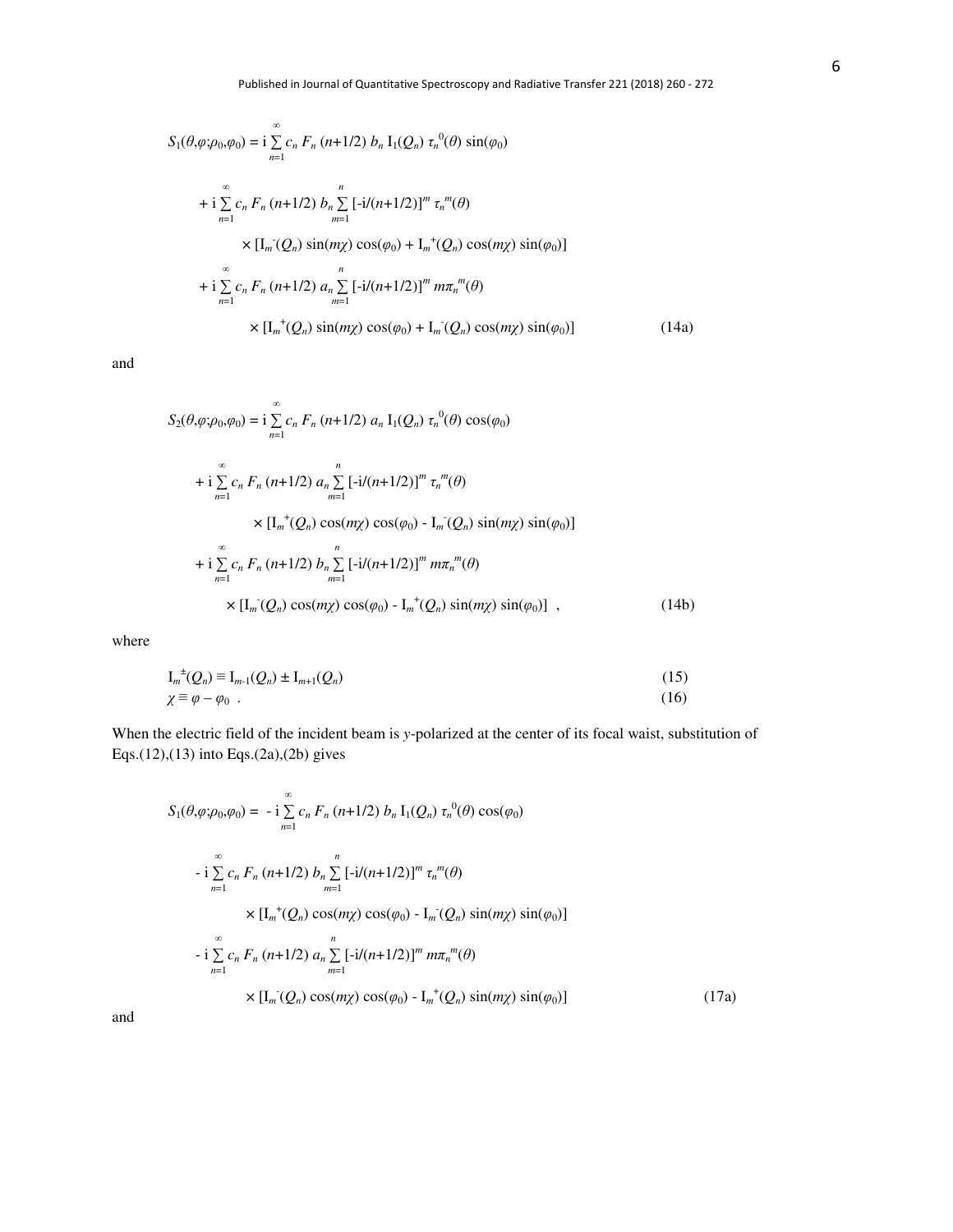$$S_1(\theta,\varphi;\rho_0,\varphi_0) = \mathrm{i} \sum_{n=1}^{\infty} c_n\, F_n\, (n+1/2)\, b_n\, \mathrm{I}_1(Q_n)\, \tau_n^{\,0}(\theta)\, \sin(\varphi_0)$$

$$+ \mathrm{i} \sum_{n=1}^{\infty} c_n\, F_n\, (n+1/2)\, b_n \sum_{m=1}^{n} [-\mathrm{i}/(n+1/2)]^m\, \tau_n^{\,m}(\theta)$$

$$\times [\mathrm{I}_m^{-}(Q_n) \sin(m\chi) \cos(\varphi_0) + \mathrm{I}_m^{+}(Q_n) \cos(m\chi) \sin(\varphi_0)]$$

$$+ \mathrm{i} \sum_{n=1}^{\infty} c_n\, F_n\, (n+1/2)\, a_n \sum_{m=1}^{n} [-\mathrm{i}/(n+1/2)]^m\, m\pi_n^{\,m}(\theta)$$

$$\times [\mathrm{I}_m^{+}(Q_n) \sin(m\chi) \cos(\varphi_0) + \mathrm{I}_m^{-}(Q_n) \cos(m\chi) \sin(\varphi_0)] \tag{14a}$$

and

$$S_2(\theta,\varphi;\rho_0,\varphi_0) = \mathrm{i} \sum_{n=1}^{\infty} c_n\, F_n\, (n+1/2)\, a_n\, \mathrm{I}_1(Q_n)\, \tau_n^{\,0}(\theta)\, \cos(\varphi_0)$$

$$+ \mathrm{i} \sum_{n=1}^{\infty} c_n\, F_n\, (n+1/2)\, a_n \sum_{m=1}^{n} [-\mathrm{i}/(n+1/2)]^m\, \tau_n^{\,m}(\theta)$$

$$\times [\mathrm{I}_m^{+}(Q_n) \cos(m\chi) \cos(\varphi_0) - \mathrm{I}_m^{-}(Q_n) \sin(m\chi) \sin(\varphi_0)]$$

$$+ \mathrm{i} \sum_{n=1}^{\infty} c_n\, F_n\, (n+1/2)\, b_n \sum_{m=1}^{n} [-\mathrm{i}/(n+1/2)]^m\, m\pi_n^{\,m}(\theta)$$

$$\times [\mathrm{I}_m^{-}(Q_n) \cos(m\chi) \cos(\varphi_0) - \mathrm{I}_m^{+}(Q_n) \sin(m\chi) \sin(\varphi_0)] \;, \tag{14b}$$

where

$$\mathrm{I}_m^{\pm}(Q_n) \equiv \mathrm{I}_{m-1}(Q_n) \pm \mathrm{I}_{m+1}(Q_n) \tag{15}$$

$$\chi \equiv \varphi - \varphi_0 \;. \tag{16}$$

When the electric field of the incident beam is $y$-polarized at the center of its focal waist, substitution of Eqs.(12),(13) into Eqs.(2a),(2b) gives

$$S_1(\theta,\varphi;\rho_0,\varphi_0) = -\mathrm{i} \sum_{n=1}^{\infty} c_n\, F_n\, (n+1/2)\, b_n\, \mathrm{I}_1(Q_n)\, \tau_n^{\,0}(\theta)\, \cos(\varphi_0)$$

$$- \mathrm{i} \sum_{n=1}^{\infty} c_n\, F_n\, (n+1/2)\, b_n \sum_{m=1}^{n} [-\mathrm{i}/(n+1/2)]^m\, \tau_n^{\,m}(\theta)$$

$$\times [\mathrm{I}_m^{+}(Q_n) \cos(m\chi) \cos(\varphi_0) - \mathrm{I}_m^{-}(Q_n) \sin(m\chi) \sin(\varphi_0)]$$

$$- \mathrm{i} \sum_{n=1}^{\infty} c_n\, F_n\, (n+1/2)\, a_n \sum_{m=1}^{n} [-\mathrm{i}/(n+1/2)]^m\, m\pi_n^{\,m}(\theta)$$

$$\times [\mathrm{I}_m^{-}(Q_n) \cos(m\chi) \cos(\varphi_0) - \mathrm{I}_m^{+}(Q_n) \sin(m\chi) \sin(\varphi_0)] \tag{17a}$$

and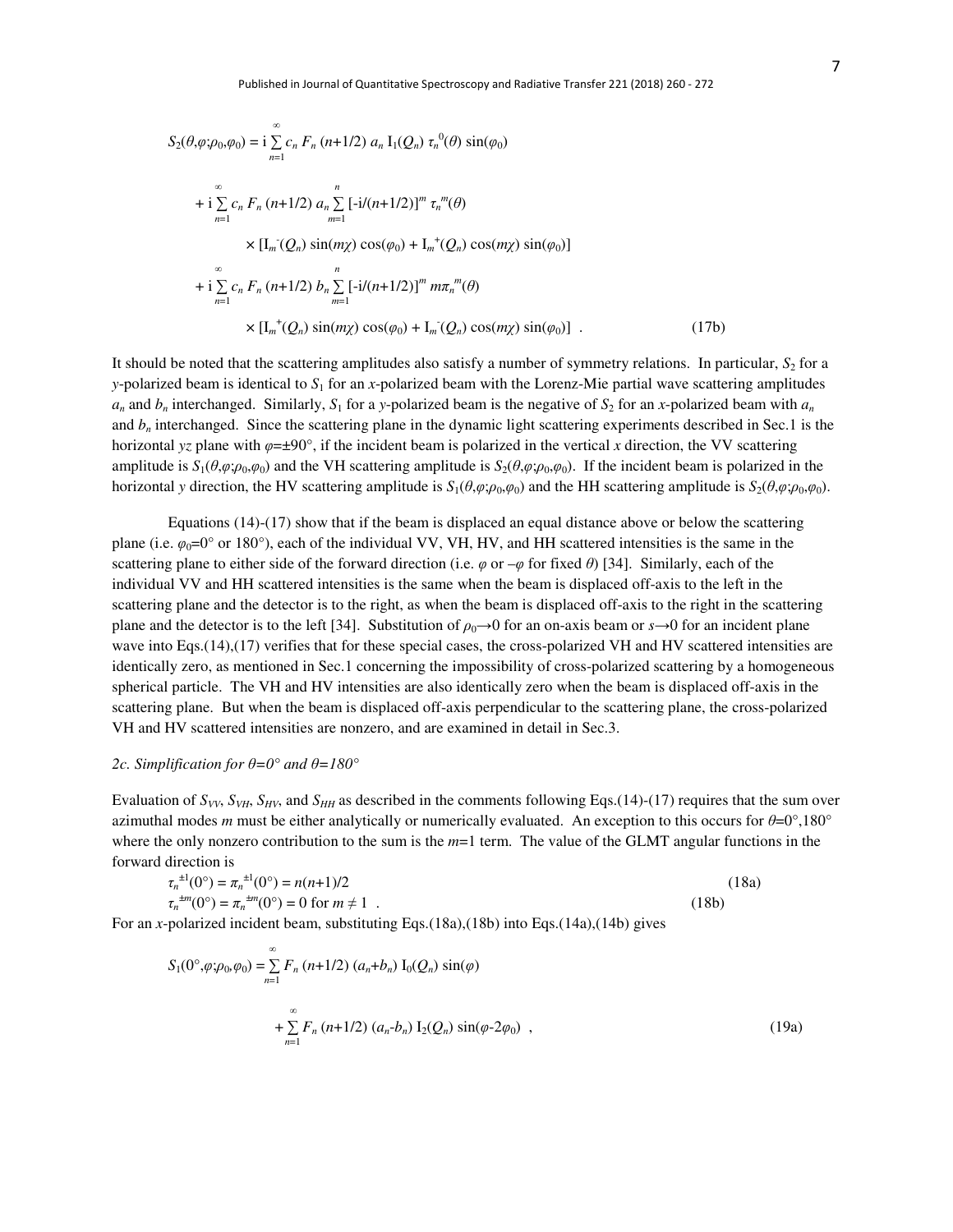$$S_2(\theta,\varphi;\rho_0,\varphi_0) = i \sum_{n=1}^{\infty} c_n F_n (n+1/2)\, a_n\, I_1(Q_n)\, \tau_n^{0}(\theta) \sin(\varphi_0)$$

$$+ i \sum_{n=1}^{\infty} c_n F_n (n+1/2)\, a_n \sum_{m=1}^{n} [-i/(n+1/2)]^m\, \tau_n^{m}(\theta)$$

$$\times [I_m^{-}(Q_n) \sin(m\chi) \cos(\varphi_0) + I_m^{+}(Q_n) \cos(m\chi) \sin(\varphi_0)]$$

$$+ i \sum_{n=1}^{\infty} c_n F_n (n+1/2)\, b_n \sum_{m=1}^{n} [-i/(n+1/2)]^m\, m\pi_n^{m}(\theta)$$

$$\times [I_m^{+}(Q_n) \sin(m\chi) \cos(\varphi_0) + I_m^{-}(Q_n) \cos(m\chi) \sin(\varphi_0)] \quad . \tag{17b}$$

It should be noted that the scattering amplitudes also satisfy a number of symmetry relations. In particular, $S_2$ for a $y$-polarized beam is identical to $S_1$ for an $x$-polarized beam with the Lorenz-Mie partial wave scattering amplitudes $a_n$ and $b_n$ interchanged. Similarly, $S_1$ for a $y$-polarized beam is the negative of $S_2$ for an $x$-polarized beam with $a_n$ and $b_n$ interchanged. Since the scattering plane in the dynamic light scattering experiments described in Sec.1 is the horizontal $yz$ plane with $\varphi=\pm 90°$, if the incident beam is polarized in the vertical $x$ direction, the VV scattering amplitude is $S_1(\theta,\varphi;\rho_0,\varphi_0)$ and the VH scattering amplitude is $S_2(\theta,\varphi;\rho_0,\varphi_0)$. If the incident beam is polarized in the horizontal $y$ direction, the HV scattering amplitude is $S_1(\theta,\varphi;\rho_0,\varphi_0)$ and the HH scattering amplitude is $S_2(\theta,\varphi;\rho_0,\varphi_0)$.

Equations (14)-(17) show that if the beam is displaced an equal distance above or below the scattering plane (i.e. $\varphi_0=0°$ or $180°$), each of the individual VV, VH, HV, and HH scattered intensities is the same in the scattering plane to either side of the forward direction (i.e. $\varphi$ or $-\varphi$ for fixed $\theta$) [34]. Similarly, each of the individual VV and HH scattered intensities is the same when the beam is displaced off-axis to the left in the scattering plane and the detector is to the right, as when the beam is displaced off-axis to the right in the scattering plane and the detector is to the left [34]. Substitution of $\rho_0\to 0$ for an on-axis beam or $s\to 0$ for an incident plane wave into Eqs.(14),(17) verifies that for these special cases, the cross-polarized VH and HV scattered intensities are identically zero, as mentioned in Sec.1 concerning the impossibility of cross-polarized scattering by a homogeneous spherical particle. The VH and HV intensities are also identically zero when the beam is displaced off-axis in the scattering plane. But when the beam is displaced off-axis perpendicular to the scattering plane, the cross-polarized VH and HV scattered intensities are nonzero, and are examined in detail in Sec.3.

### 2c. Simplification for $\theta=0°$ and $\theta=180°$

Evaluation of $S_{VV}$, $S_{VH}$, $S_{HV}$, and $S_{HH}$ as described in the comments following Eqs.(14)-(17) requires that the sum over azimuthal modes $m$ must be either analytically or numerically evaluated. An exception to this occurs for $\theta=0°,180°$ where the only nonzero contribution to the sum is the $m=1$ term. The value of the GLMT angular functions in the forward direction is

$$\tau_n^{\pm 1}(0°) = \pi_n^{\pm 1}(0°) = n(n+1)/2 \tag{18a}$$

$$\tau_n^{\pm m}(0°) = \pi_n^{\pm m}(0°) = 0 \text{ for } m \neq 1 \quad . \tag{18b}$$

For an $x$-polarized incident beam, substituting Eqs.(18a),(18b) into Eqs.(14a),(14b) gives

$$S_1(0°,\varphi;\rho_0,\varphi_0) = \sum_{n=1}^{\infty} F_n (n+1/2)\, (a_n+b_n)\, I_0(Q_n) \sin(\varphi)$$

$$+ \sum_{n=1}^{\infty} F_n (n+1/2)\, (a_n-b_n)\, I_2(Q_n) \sin(\varphi-2\varphi_0) \quad , \tag{19a}$$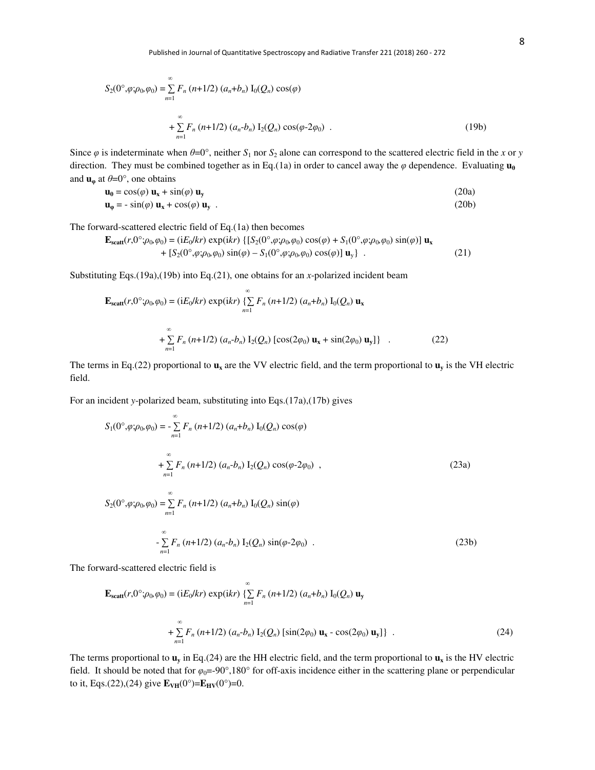$$S_2(0°,\varphi;\rho_0,\varphi_0) = \sum_{n=1}^{\infty} F_n\,(n+1/2)\,(a_n+b_n)\,\mathrm{I}_0(Q_n)\cos(\varphi)$$

$$+ \sum_{n=1}^{\infty} F_n\,(n+1/2)\,(a_n-b_n)\,\mathrm{I}_2(Q_n)\cos(\varphi-2\varphi_0)\ . \tag{19b}$$

Since $\varphi$ is indeterminate when $\theta$=0°, neither $S_1$ nor $S_2$ alone can correspond to the scattered electric field in the $x$ or $y$ direction. They must be combined together as in Eq.(1a) in order to cancel away the $\varphi$ dependence. Evaluating $\mathbf{u_0}$ and $\mathbf{u_\varphi}$ at $\theta$=0°, one obtains

$$\mathbf{u_0} = \cos(\varphi)\,\mathbf{u_x} + \sin(\varphi)\,\mathbf{u_y} \tag{20a}$$

$$\mathbf{u_\varphi} = -\sin(\varphi)\,\mathbf{u_x} + \cos(\varphi)\,\mathbf{u_y}\ . \tag{20b}$$

The forward-scattered electric field of Eq.(1a) then becomes

$$\mathbf{E_{scatt}}(r,0°;\rho_0,\varphi_0) = (\mathrm{i}E_0/kr)\exp(\mathrm{i}kr)\,\{[S_2(0°,\varphi;\rho_0,\varphi_0)\cos(\varphi) + S_1(0°,\varphi;\rho_0,\varphi_0)\sin(\varphi)]\,\mathbf{u_x}$$

$$+ [S_2(0°,\varphi;\rho_0,\varphi_0)\sin(\varphi) - S_1(0°,\varphi;\rho_0,\varphi_0)\cos(\varphi)]\,\mathbf{u}_y\}\ . \tag{21}$$

Substituting Eqs.(19a),(19b) into Eq.(21), one obtains for an $x$-polarized incident beam

$$\mathbf{E_{scatt}}(r,0°;\rho_0,\varphi_0) = (\mathrm{i}E_0/kr)\exp(\mathrm{i}kr)\,\{\sum_{n=1}^{\infty} F_n\,(n+1/2)\,(a_n+b_n)\,\mathrm{I}_0(Q_n)\,\mathbf{u_x}$$

$$+ \sum_{n=1}^{\infty} F_n\,(n+1/2)\,(a_n-b_n)\,\mathrm{I}_2(Q_n)\,[\cos(2\varphi_0)\,\mathbf{u_x} + \sin(2\varphi_0)\,\mathbf{u_y}]\}\ . \tag{22}$$

The terms in Eq.(22) proportional to $\mathbf{u_x}$ are the VV electric field, and the term proportional to $\mathbf{u_y}$ is the VH electric field.

For an incident $y$-polarized beam, substituting into Eqs.(17a),(17b) gives

$$S_1(0°,\varphi;\rho_0,\varphi_0) = -\sum_{n=1}^{\infty} F_n\,(n+1/2)\,(a_n+b_n)\,\mathrm{I}_0(Q_n)\cos(\varphi)$$

$$+ \sum_{n=1}^{\infty} F_n\,(n+1/2)\,(a_n-b_n)\,\mathrm{I}_2(Q_n)\cos(\varphi-2\varphi_0)\ , \tag{23a}$$

$$S_2(0°,\varphi;\rho_0,\varphi_0) = \sum_{n=1}^{\infty} F_n\,(n+1/2)\,(a_n+b_n)\,\mathrm{I}_0(Q_n)\sin(\varphi)$$

$$- \sum_{n=1}^{\infty} F_n\,(n+1/2)\,(a_n-b_n)\,\mathrm{I}_2(Q_n)\sin(\varphi-2\varphi_0)\ . \tag{23b}$$

The forward-scattered electric field is

$$\mathbf{E_{scatt}}(r,0°;\rho_0,\varphi_0) = (\mathrm{i}E_0/kr)\exp(\mathrm{i}kr)\,\{\sum_{n=1}^{\infty} F_n\,(n+1/2)\,(a_n+b_n)\,\mathrm{I}_0(Q_n)\,\mathbf{u_y}$$

$$+ \sum_{n=1}^{\infty} F_n\,(n+1/2)\,(a_n-b_n)\,\mathrm{I}_2(Q_n)\,[\sin(2\varphi_0)\,\mathbf{u_x} - \cos(2\varphi_0)\,\mathbf{u_y}]\}\ . \tag{24}$$

The terms proportional to $\mathbf{u_y}$ in Eq.(24) are the HH electric field, and the term proportional to $\mathbf{u_x}$ is the HV electric field. It should be noted that for $\varphi_0$=-90°,180° for off-axis incidence either in the scattering plane or perpendicular to it, Eqs.(22),(24) give $\mathbf{E_{VH}}(0°)$=$\mathbf{E_{HV}}(0°)$=0.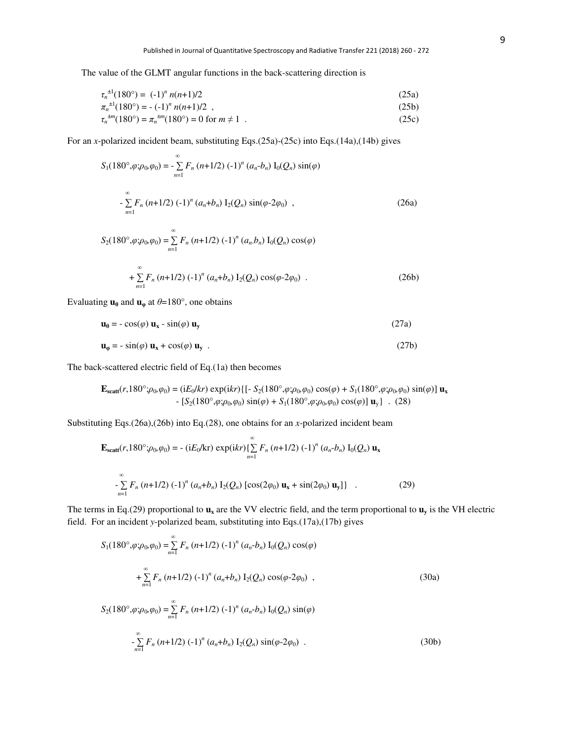The value of the GLMT angular functions in the back-scattering direction is

$$\tau_n^{\pm 1}(180°) = (-1)^n \, n(n+1)/2 \tag{25a}$$

$$\pi_n^{\pm 1}(180°) = -(-1)^n \, n(n+1)/2 \ , \tag{25b}$$

$$\tau_n^{\pm m}(180°) = \pi_n^{\pm m}(180°) = 0 \text{ for } m \neq 1 \ . \tag{25c}$$

For an *x*-polarized incident beam, substituting Eqs.(25a)-(25c) into Eqs.(14a),(14b) gives

$$S_1(180°,\varphi;\rho_0,\varphi_0) = -\sum_{n=1}^{\infty} F_n \,(n+1/2)\,(-1)^n\,(a_n-b_n)\,\mathrm{I}_0(Q_n)\sin(\varphi)$$

$$-\sum_{n=1}^{\infty} F_n\,(n+1/2)\,(-1)^n\,(a_n+b_n)\,\mathrm{I}_2(Q_n)\sin(\varphi-2\varphi_0) \ , \tag{26a}$$

$$S_2(180°,\varphi;\rho_0,\varphi_0) = \sum_{n=1}^{\infty} F_n\,(n+1/2)\,(-1)^n\,(a_n b_n)\,\mathrm{I}_0(Q_n)\cos(\varphi)$$

$$+\sum_{n=1}^{\infty} F_n\,(n+1/2)\,(-1)^n\,(a_n+b_n)\,\mathrm{I}_2(Q_n)\cos(\varphi-2\varphi_0) \ . \tag{26b}$$

Evaluating $\mathbf{u_0}$ and $\mathbf{u_\varphi}$ at $\theta$=180°, one obtains

$$\mathbf{u_0} = -\cos(\varphi)\,\mathbf{u_x} - \sin(\varphi)\,\mathbf{u_y} \tag{27a}$$

$$\mathbf{u_\varphi} = -\sin(\varphi)\,\mathbf{u_x} + \cos(\varphi)\,\mathbf{u_y} \ . \tag{27b}$$

The back-scattered electric field of Eq.(1a) then becomes

$$\mathbf{E_{scatt}}(r,180°;\rho_0,\varphi_0) = (\mathrm{i}E_0/kr)\exp(\mathrm{i}kr)\{[-S_2(180°,\varphi;\rho_0,\varphi_0)\cos(\varphi) + S_1(180°,\varphi;\rho_0,\varphi_0)\sin(\varphi)]\,\mathbf{u_x}$$
$$-[S_2(180°,\varphi;\rho_0,\varphi_0)\sin(\varphi) + S_1(180°,\varphi;\rho_0,\varphi_0)\cos(\varphi)]\,\mathbf{u_y}\} \ . \tag{28}$$

Substituting Eqs.(26a),(26b) into Eq.(28), one obtains for an *x*-polarized incident beam

$$\mathbf{E_{scatt}}(r,180°;\rho_0,\varphi_0) = -(\mathrm{i}E_0/\mathrm{k}r)\exp(\mathrm{i}kr)\{\sum_{n=1}^{\infty} F_n\,(n+1/2)\,(-1)^n\,(a_n-b_n)\,\mathrm{I}_0(Q_n)\,\mathbf{u_x}$$

$$-\sum_{n=1}^{\infty} F_n\,(n+1/2)\,(-1)^n\,(a_n+b_n)\,\mathrm{I}_2(Q_n)\,[\cos(2\varphi_0)\,\mathbf{u_x} + \sin(2\varphi_0)\,\mathbf{u_y}]\} \ . \tag{29}$$

The terms in Eq.(29) proportional to $\mathbf{u_x}$ are the VV electric field, and the term proportional to $\mathbf{u_y}$ is the VH electric field. For an incident *y*-polarized beam, substituting into Eqs.(17a),(17b) gives

$$S_1(180°,\varphi;\rho_0,\varphi_0) = \sum_{n=1}^{\infty} F_n\,(n+1/2)\,(-1)^n\,(a_n-b_n)\,\mathrm{I}_0(Q_n)\cos(\varphi)$$

$$+\sum_{n=1}^{\infty} F_n\,(n+1/2)\,(-1)^n\,(a_n+b_n)\,\mathrm{I}_2(Q_n)\cos(\varphi-2\varphi_0) \ , \tag{30a}$$

$$S_2(180°,\varphi;\rho_0,\varphi_0) = \sum_{n=1}^{\infty} F_n\,(n+1/2)\,(-1)^n\,(a_n-b_n)\,\mathrm{I}_0(Q_n)\sin(\varphi)$$

$$-\sum_{n=1}^{\infty} F_n\,(n+1/2)\,(-1)^n\,(a_n+b_n)\,\mathrm{I}_2(Q_n)\sin(\varphi-2\varphi_0) \ . \tag{30b}$$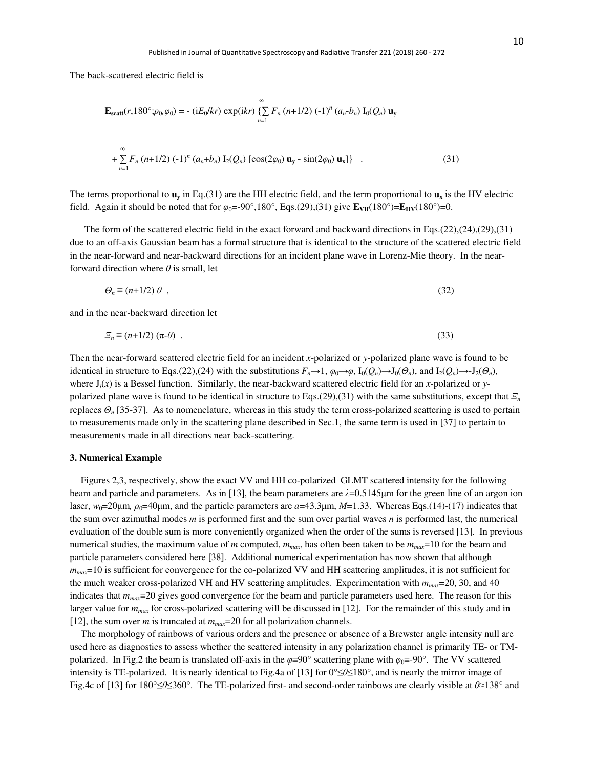The back-scattered electric field is

$$\mathbf{E}_{\mathbf{scatt}}(r,180°;\rho_0,\varphi_0) = -\,(\mathrm{i}E_0/kr)\,\exp(\mathrm{i}kr)\,\{\sum_{n=1}^{\infty} F_n\,(n+1/2)\,(-1)^n\,(a_n-b_n)\,\mathrm{I}_0(Q_n)\,\mathbf{u_y}$$

$$+\sum_{n=1}^{\infty} F_n\,(n+1/2)\,(-1)^n\,(a_n+b_n)\,\mathrm{I}_2(Q_n)\,[\cos(2\varphi_0)\,\mathbf{u_y} - \sin(2\varphi_0)\,\mathbf{u_x}]\} \quad . \tag{31}$$

The terms proportional to $\mathbf{u_y}$ in Eq.(31) are the HH electric field, and the term proportional to $\mathbf{u_x}$ is the HV electric field. Again it should be noted that for $\varphi_0$=-90°,180°, Eqs.(29),(31) give $\mathbf{E_{VH}}(180°)=\mathbf{E_{HV}}(180°)=0$.

The form of the scattered electric field in the exact forward and backward directions in Eqs.(22),(24),(29),(31) due to an off-axis Gaussian beam has a formal structure that is identical to the structure of the scattered electric field in the near-forward and near-backward directions for an incident plane wave in Lorenz-Mie theory. In the near-forward direction where $\theta$ is small, let

$$\Theta_n \equiv (n+1/2)\,\theta \quad , \tag{32}$$

and in the near-backward direction let

$$\Xi_n \equiv (n+1/2)\,(\pi-\theta) \quad . \tag{33}$$

Then the near-forward scattered electric field for an incident *x*-polarized or *y*-polarized plane wave is found to be identical in structure to Eqs.(22),(24) with the substitutions $F_n \rightarrow 1$, $\varphi_0 \rightarrow \varphi$, $\mathrm{I}_0(Q_n) \rightarrow \mathrm{J}_0(\Theta_n)$, and $\mathrm{I}_2(Q_n) \rightarrow -\mathrm{J}_2(\Theta_n)$, where $\mathrm{J}_i(x)$ is a Bessel function. Similarly, the near-backward scattered electric field for an *x*-polarized or *y*-polarized plane wave is found to be identical in structure to Eqs.(29),(31) with the same substitutions, except that $\Xi_n$ replaces $\Theta_n$ [35-37]. As to nomenclature, whereas in this study the term cross-polarized scattering is used to pertain to measurements made only in the scattering plane described in Sec.1, the same term is used in [37] to pertain to measurements made in all directions near back-scattering.

### 3. Numerical Example

Figures 2,3, respectively, show the exact VV and HH co-polarized GLMT scattered intensity for the following beam and particle and parameters. As in [13], the beam parameters are $\lambda$=0.5145μm for the green line of an argon ion laser, $w_0$=20μm, $\rho_0$=40μm, and the particle parameters are $a$=43.3μm, $M$=1.33. Whereas Eqs.(14)-(17) indicates that the sum over azimuthal modes $m$ is performed first and the sum over partial waves $n$ is performed last, the numerical evaluation of the double sum is more conveniently organized when the order of the sums is reversed [13]. In previous numerical studies, the maximum value of $m$ computed, $m_{max}$, has often been taken to be $m_{max}$=10 for the beam and particle parameters considered here [38]. Additional numerical experimentation has now shown that although $m_{max}$=10 is sufficient for convergence for the co-polarized VV and HH scattering amplitudes, it is not sufficient for the much weaker cross-polarized VH and HV scattering amplitudes. Experimentation with $m_{max}$=20, 30, and 40 indicates that $m_{max}$=20 gives good convergence for the beam and particle parameters used here. The reason for this larger value for $m_{max}$ for cross-polarized scattering will be discussed in [12]. For the remainder of this study and in [12], the sum over $m$ is truncated at $m_{max}$=20 for all polarization channels.

The morphology of rainbows of various orders and the presence or absence of a Brewster angle intensity null are used here as diagnostics to assess whether the scattered intensity in any polarization channel is primarily TE- or TM-polarized. In Fig.2 the beam is translated off-axis in the $\varphi$=90° scattering plane with $\varphi_0$=-90°. The VV scattered intensity is TE-polarized. It is nearly identical to Fig.4a of [13] for 0°≤$\theta$≤180°, and is nearly the mirror image of Fig.4c of [13] for 180°≤$\theta$≤360°. The TE-polarized first- and second-order rainbows are clearly visible at $\theta$≈138° and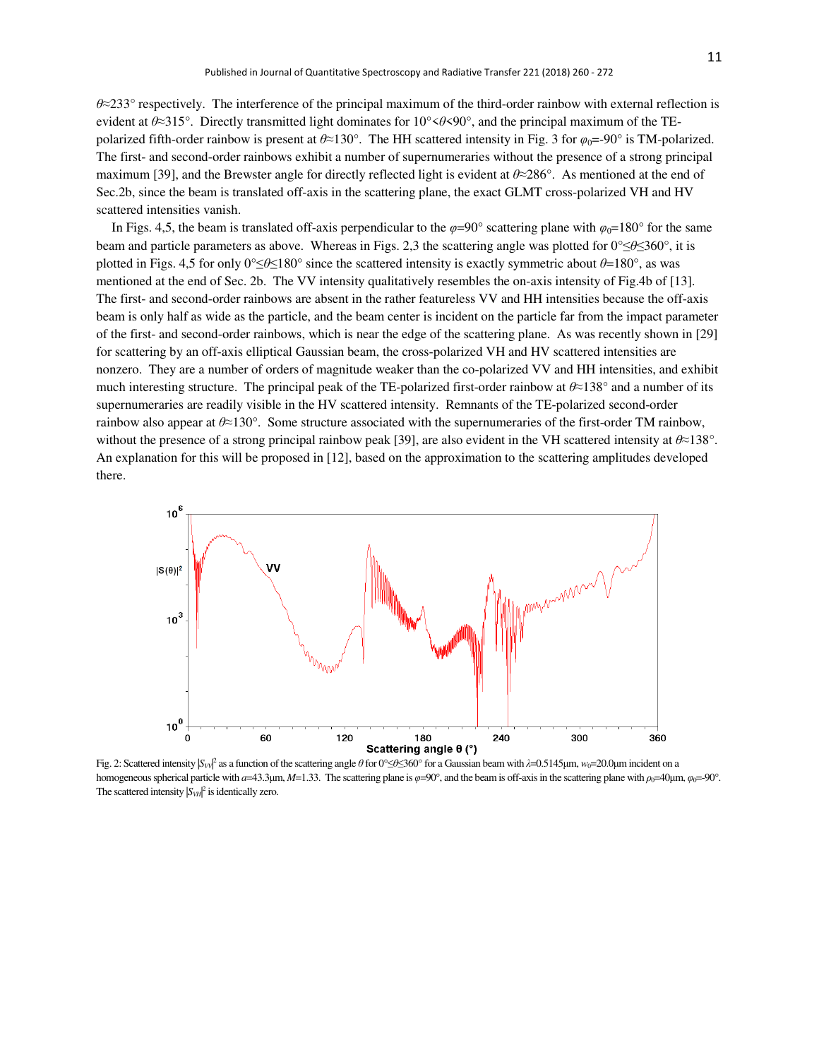$\theta$≈233° respectively. The interference of the principal maximum of the third-order rainbow with external reflection is evident at $\theta$≈315°. Directly transmitted light dominates for 10°<$\theta$<90°, and the principal maximum of the TE-polarized fifth-order rainbow is present at $\theta$≈130°. The HH scattered intensity in Fig. 3 for $\varphi_0$=-90° is TM-polarized. The first- and second-order rainbows exhibit a number of supernumeraries without the presence of a strong principal maximum [39], and the Brewster angle for directly reflected light is evident at $\theta$≈286°. As mentioned at the end of Sec.2b, since the beam is translated off-axis in the scattering plane, the exact GLMT cross-polarized VH and HV scattered intensities vanish.

In Figs. 4,5, the beam is translated off-axis perpendicular to the $\varphi$=90° scattering plane with $\varphi_0$=180° for the same beam and particle parameters as above. Whereas in Figs. 2,3 the scattering angle was plotted for 0°≤$\theta$≤360°, it is plotted in Figs. 4,5 for only 0°≤$\theta$≤180° since the scattered intensity is exactly symmetric about $\theta$=180°, as was mentioned at the end of Sec. 2b. The VV intensity qualitatively resembles the on-axis intensity of Fig.4b of [13]. The first- and second-order rainbows are absent in the rather featureless VV and HH intensities because the off-axis beam is only half as wide as the particle, and the beam center is incident on the particle far from the impact parameter of the first- and second-order rainbows, which is near the edge of the scattering plane. As was recently shown in [29] for scattering by an off-axis elliptical Gaussian beam, the cross-polarized VH and HV scattered intensities are nonzero. They are a number of orders of magnitude weaker than the co-polarized VV and HH intensities, and exhibit much interesting structure. The principal peak of the TE-polarized first-order rainbow at $\theta$≈138° and a number of its supernumeraries are readily visible in the HV scattered intensity. Remnants of the TE-polarized second-order rainbow also appear at $\theta$≈130°. Some structure associated with the supernumeraries of the first-order TM rainbow, without the presence of a strong principal rainbow peak [39], are also evident in the VH scattered intensity at $\theta$≈138°. An explanation for this will be proposed in [12], based on the approximation to the scattering amplitudes developed there.

Fig. 2: Scattered intensity $|S_{VV}|^2$ as a function of the scattering angle $\theta$ for 0°≤$\theta$≤360° for a Gaussian beam with $\lambda$=0.5145μm, $w_0$=20.0μm incident on a homogeneous spherical particle with $a$=43.3μm, $M$=1.33. The scattering plane is $\varphi$=90°, and the beam is off-axis in the scattering plane with $\rho_0$=40μm, $\varphi_0$=-90°. The scattered intensity $|S_{VH}|^2$ is identically zero.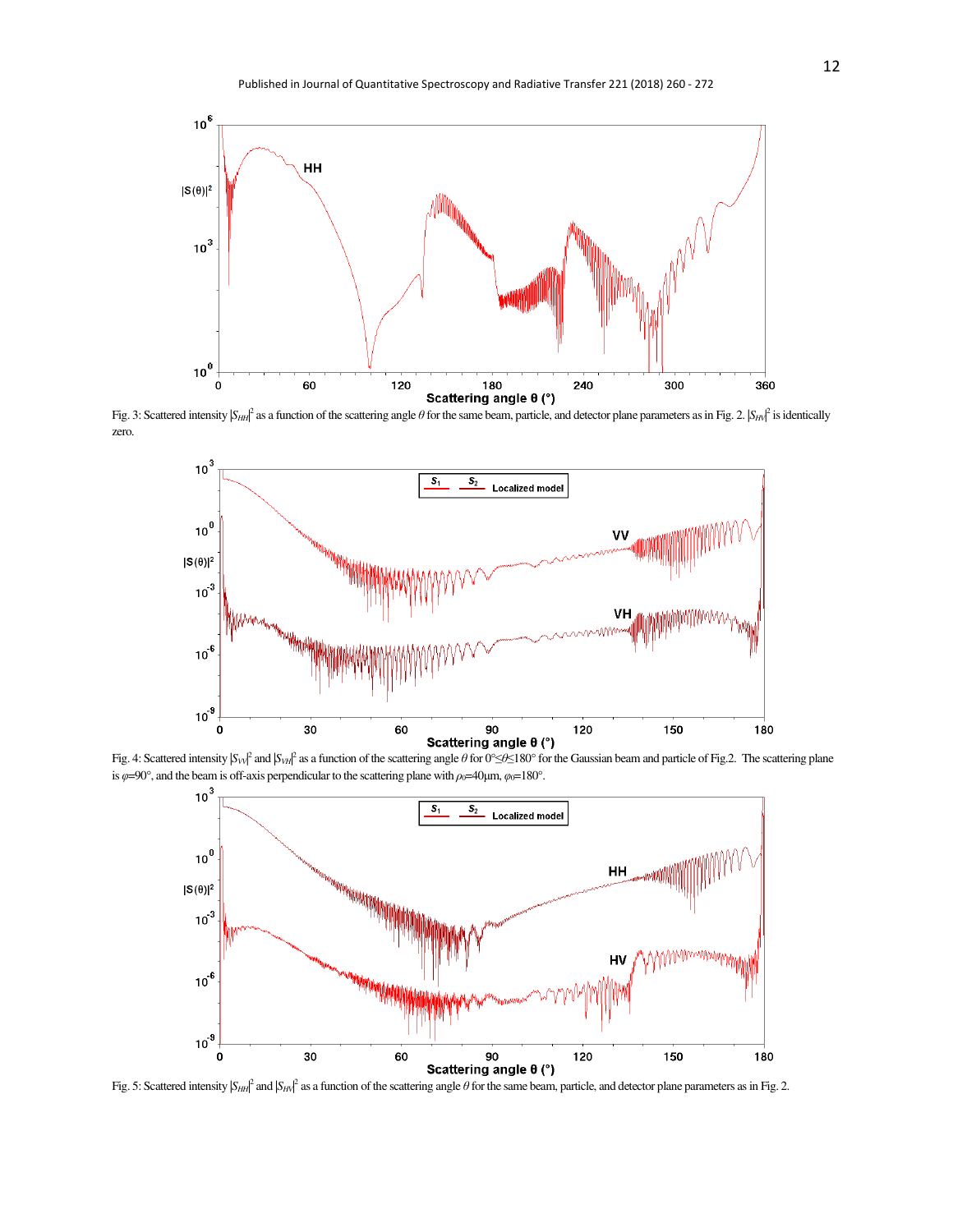Fig. 3: Scattered intensity $|S_{HH}|^2$ as a function of the scattering angle $\theta$ for the same beam, particle, and detector plane parameters as in Fig. 2. $|S_{HV}|^2$ is identically zero.

Fig. 4: Scattered intensity $|S_{VV}|^2$ and $|S_{VH}|^2$ as a function of the scattering angle $\theta$ for $0° \leq \theta \leq 180°$ for the Gaussian beam and particle of Fig.2. The scattering plane is $\varphi$=90°, and the beam is off-axis perpendicular to the scattering plane with $\rho_0$=40μm, $\varphi_0$=180°.

Fig. 5: Scattered intensity $|S_{HH}|^2$ and $|S_{HV}|^2$ as a function of the scattering angle $\theta$ for the same beam, particle, and detector plane parameters as in Fig. 2.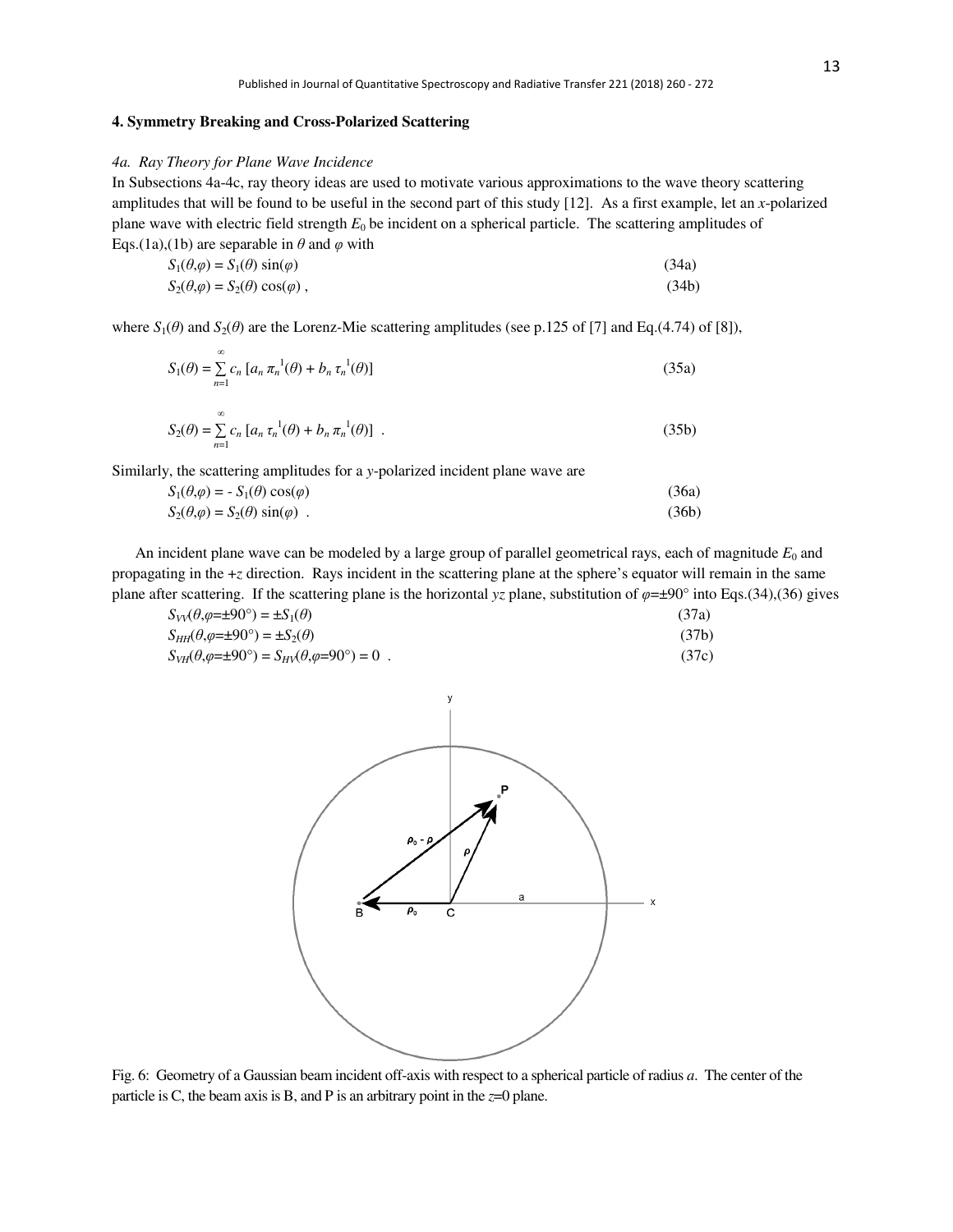## 4. Symmetry Breaking and Cross-Polarized Scattering

### *4a. Ray Theory for Plane Wave Incidence*

In Subsections 4a-4c, ray theory ideas are used to motivate various approximations to the wave theory scattering amplitudes that will be found to be useful in the second part of this study [12]. As a first example, let an *x*-polarized plane wave with electric field strength $E_0$ be incident on a spherical particle. The scattering amplitudes of Eqs.(1a),(1b) are separable in $\theta$ and $\varphi$ with

$$S_1(\theta,\varphi) = S_1(\theta)\sin(\varphi) \tag{34a}$$

$$S_2(\theta,\varphi) = S_2(\theta)\cos(\varphi)\ , \tag{34b}$$

where $S_1(\theta)$ and $S_2(\theta)$ are the Lorenz-Mie scattering amplitudes (see p.125 of [7] and Eq.(4.74) of [8]),

$$S_1(\theta) = \sum_{n=1}^{\infty} c_n \left[a_n\, \pi_n^{\,1}(\theta) + b_n\, \tau_n^{\,1}(\theta)\right] \tag{35a}$$

$$S_2(\theta) = \sum_{n=1}^{\infty} c_n \left[a_n\, \tau_n^{\,1}(\theta) + b_n\, \pi_n^{\,1}(\theta)\right]\ . \tag{35b}$$

Similarly, the scattering amplitudes for a *y*-polarized incident plane wave are

$$S_1(\theta,\varphi) = -\,S_1(\theta)\cos(\varphi) \tag{36a}$$

$$S_2(\theta,\varphi) = S_2(\theta)\sin(\varphi)\ . \tag{36b}$$

An incident plane wave can be modeled by a large group of parallel geometrical rays, each of magnitude $E_0$ and propagating in the $+z$ direction. Rays incident in the scattering plane at the sphere's equator will remain in the same plane after scattering. If the scattering plane is the horizontal *yz* plane, substitution of $\varphi=\pm 90°$ into Eqs.(34),(36) gives

$$S_{VV}(\theta,\varphi=\pm 90°) = \pm S_1(\theta) \tag{37a}$$

$$S_{HH}(\theta,\varphi=\pm 90°) = \pm S_2(\theta) \tag{37b}$$

$$S_{VH}(\theta,\varphi=\pm 90°) = S_{HV}(\theta,\varphi=90°) = 0\ . \tag{37c}$$

Fig. 6: Geometry of a Gaussian beam incident off-axis with respect to a spherical particle of radius *a*. The center of the particle is C, the beam axis is B, and P is an arbitrary point in the *z*=0 plane.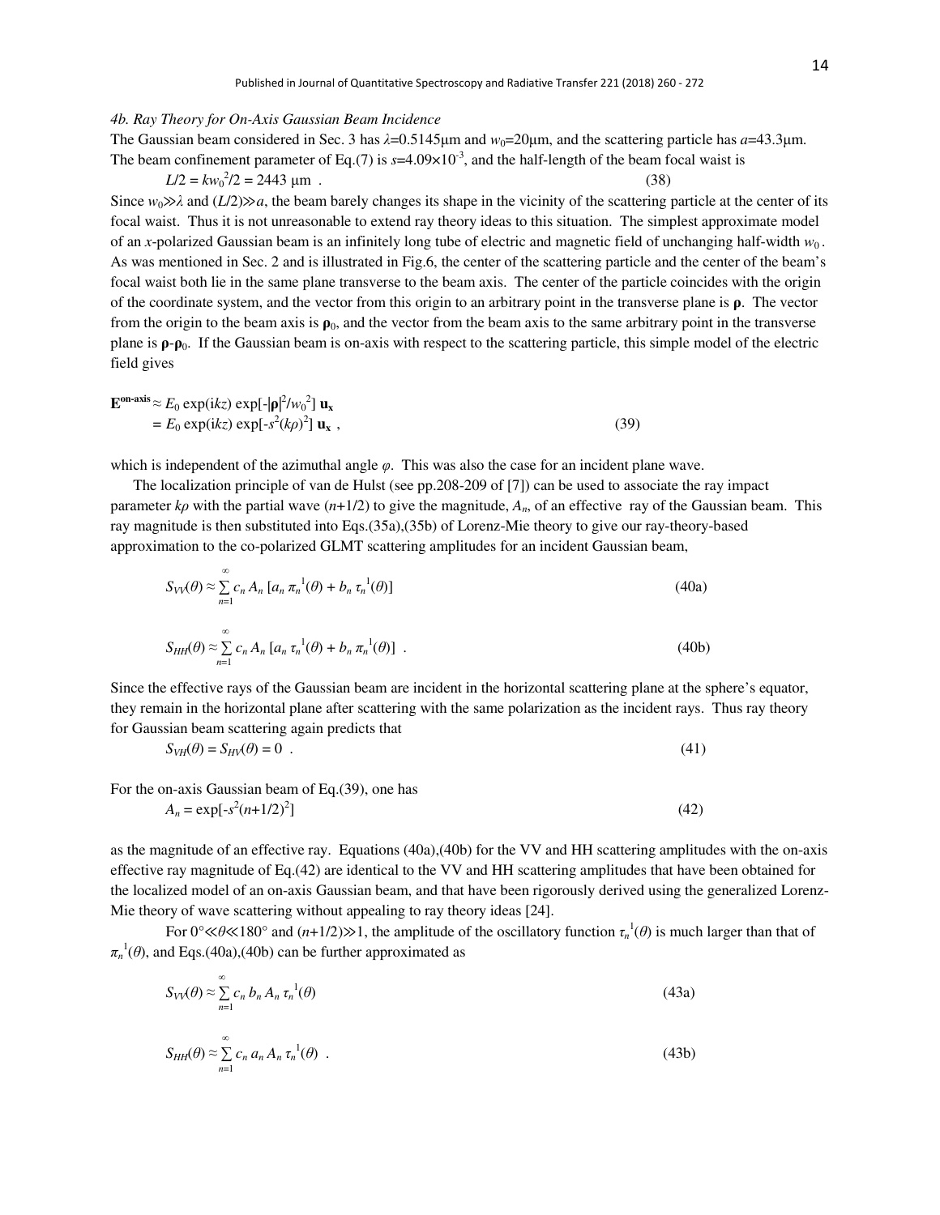*4b. Ray Theory for On-Axis Gaussian Beam Incidence*

The Gaussian beam considered in Sec. 3 has $\lambda$=0.5145μm and $w_0$=20μm, and the scattering particle has $a$=43.3μm. The beam confinement parameter of Eq.(7) is $s$=4.09×10$^{-3}$, and the half-length of the beam focal waist is

$$L/2 = kw_0^2/2 = 2443 \text{ μm} \quad . \tag{38}$$

Since $w_0 \gg \lambda$ and $(L/2) \gg a$, the beam barely changes its shape in the vicinity of the scattering particle at the center of its focal waist. Thus it is not unreasonable to extend ray theory ideas to this situation. The simplest approximate model of an $x$-polarized Gaussian beam is an infinitely long tube of electric and magnetic field of unchanging half-width $w_0$. As was mentioned in Sec. 2 and is illustrated in Fig.6, the center of the scattering particle and the center of the beam's focal waist both lie in the same plane transverse to the beam axis. The center of the particle coincides with the origin of the coordinate system, and the vector from this origin to an arbitrary point in the transverse plane is $\boldsymbol{\rho}$. The vector from the origin to the beam axis is $\boldsymbol{\rho}_0$, and the vector from the beam axis to the same arbitrary point in the transverse plane is $\boldsymbol{\rho}$-$\boldsymbol{\rho}_0$. If the Gaussian beam is on-axis with respect to the scattering particle, this simple model of the electric field gives

$$\begin{aligned}\mathbf{E}^{\text{on-axis}} &\approx E_0 \exp(\mathrm{i}kz) \exp[-|\boldsymbol{\rho}|^2/w_0^2]\, \mathbf{u_x} \\ &= E_0 \exp(\mathrm{i}kz) \exp[-s^2(k\rho)^2]\, \mathbf{u_x} \ ,\end{aligned} \tag{39}$$

which is independent of the azimuthal angle $\varphi$. This was also the case for an incident plane wave.

The localization principle of van de Hulst (see pp.208-209 of [7]) can be used to associate the ray impact parameter $k\rho$ with the partial wave $(n+1/2)$ to give the magnitude, $A_n$, of an effective ray of the Gaussian beam. This ray magnitude is then substituted into Eqs.(35a),(35b) of Lorenz-Mie theory to give our ray-theory-based approximation to the co-polarized GLMT scattering amplitudes for an incident Gaussian beam,

$$S_{VV}(\theta) \approx \sum_{n=1}^{\infty} c_n A_n \,[a_n \pi_n^1(\theta) + b_n \tau_n^1(\theta)] \tag{40a}$$

$$S_{HH}(\theta) \approx \sum_{n=1}^{\infty} c_n A_n \,[a_n \tau_n^1(\theta) + b_n \pi_n^1(\theta)] \ . \tag{40b}$$

Since the effective rays of the Gaussian beam are incident in the horizontal scattering plane at the sphere's equator, they remain in the horizontal plane after scattering with the same polarization as the incident rays. Thus ray theory for Gaussian beam scattering again predicts that

$$S_{VH}(\theta) = S_{HV}(\theta) = 0 \ . \tag{41}$$

For the on-axis Gaussian beam of Eq.(39), one has

$$A_n = \exp[-s^2(n+1/2)^2] \tag{42}$$

as the magnitude of an effective ray. Equations (40a),(40b) for the VV and HH scattering amplitudes with the on-axis effective ray magnitude of Eq.(42) are identical to the VV and HH scattering amplitudes that have been obtained for the localized model of an on-axis Gaussian beam, and that have been rigorously derived using the generalized Lorenz-Mie theory of wave scattering without appealing to ray theory ideas [24].

For $0° \ll \theta \ll 180°$ and $(n+1/2) \gg 1$, the amplitude of the oscillatory function $\tau_n^1(\theta)$ is much larger than that of $\pi_n^1(\theta)$, and Eqs.(40a),(40b) can be further approximated as

$$S_{VV}(\theta) \approx \sum_{n=1}^{\infty} c_n b_n A_n \tau_n^1(\theta) \tag{43a}$$

$$S_{HH}(\theta) \approx \sum_{n=1}^{\infty} c_n a_n A_n \tau_n^1(\theta) \ . \tag{43b}$$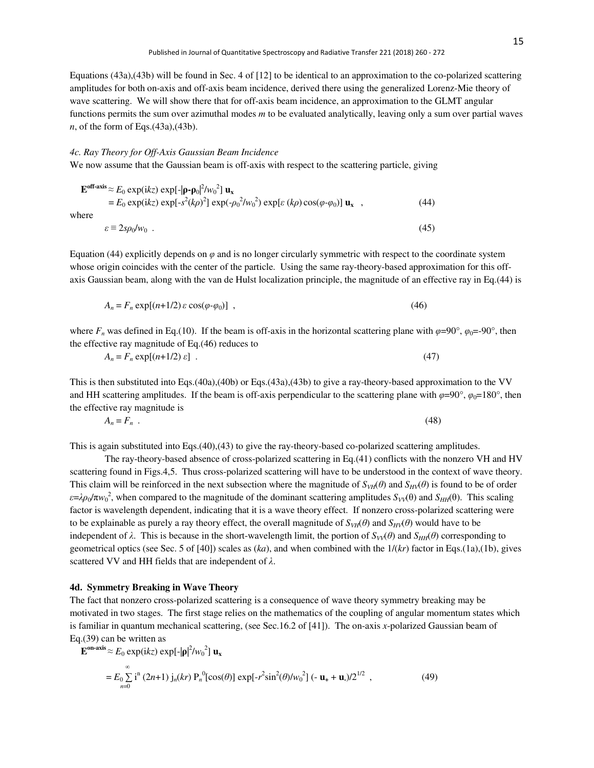Equations (43a),(43b) will be found in Sec. 4 of [12] to be identical to an approximation to the co-polarized scattering amplitudes for both on-axis and off-axis beam incidence, derived there using the generalized Lorenz-Mie theory of wave scattering. We will show there that for off-axis beam incidence, an approximation to the GLMT angular functions permits the sum over azimuthal modes $m$ to be evaluated analytically, leaving only a sum over partial waves $n$, of the form of Eqs.(43a),(43b).

*4c. Ray Theory for Off-Axis Gaussian Beam Incidence*

We now assume that the Gaussian beam is off-axis with respect to the scattering particle, giving

$$\mathbf{E}^{\text{off-axis}} \approx E_0 \exp(ikz) \exp[-|\boldsymbol{\rho}-\boldsymbol{\rho}_0|^2/w_0^2]\, \mathbf{u_x}$$
$$= E_0 \exp(ikz) \exp[-s^2(k\rho)^2] \exp(-\rho_0^2/w_0^2) \exp[\varepsilon\,(k\rho)\cos(\varphi-\varphi_0)]\, \mathbf{u_x} \quad , \tag{44}$$

where

$$\varepsilon \equiv 2s\rho_0/w_0 \ . \tag{45}$$

Equation (44) explicitly depends on $\varphi$ and is no longer circularly symmetric with respect to the coordinate system whose origin coincides with the center of the particle. Using the same ray-theory-based approximation for this off-axis Gaussian beam, along with the van de Hulst localization principle, the magnitude of an effective ray in Eq.(44) is

$$A_n = F_n \exp[(n+1/2)\, \varepsilon \cos(\varphi-\varphi_0)] \quad , \tag{46}$$

where $F_n$ was defined in Eq.(10). If the beam is off-axis in the horizontal scattering plane with $\varphi$=90°, $\varphi_0$=-90°, then the effective ray magnitude of Eq.(46) reduces to

$$A_n = F_n \exp[(n+1/2)\, \varepsilon] \ . \tag{47}$$

This is then substituted into Eqs.(40a),(40b) or Eqs.(43a),(43b) to give a ray-theory-based approximation to the VV and HH scattering amplitudes. If the beam is off-axis perpendicular to the scattering plane with $\varphi$=90°, $\varphi_0$=180°, then the effective ray magnitude is

$$A_n = F_n \ . \tag{48}$$

This is again substituted into Eqs.(40),(43) to give the ray-theory-based co-polarized scattering amplitudes.

The ray-theory-based absence of cross-polarized scattering in Eq.(41) conflicts with the nonzero VH and HV scattering found in Figs.4,5. Thus cross-polarized scattering will have to be understood in the context of wave theory. This claim will be reinforced in the next subsection where the magnitude of $S_{VH}(\theta)$ and $S_{HV}(\theta)$ is found to be of order $\varepsilon=\lambda\rho_0/\pi w_0^2$, when compared to the magnitude of the dominant scattering amplitudes $S_{VV}(\theta)$ and $S_{HH}(\theta)$. This scaling factor is wavelength dependent, indicating that it is a wave theory effect. If nonzero cross-polarized scattering were to be explainable as purely a ray theory effect, the overall magnitude of $S_{VH}(\theta)$ and $S_{HV}(\theta)$ would have to be independent of $\lambda$. This is because in the short-wavelength limit, the portion of $S_{VV}(\theta)$ and $S_{HH}(\theta)$ corresponding to geometrical optics (see Sec. 5 of [40]) scales as $(ka)$, and when combined with the $1/(kr)$ factor in Eqs.(1a),(1b), gives scattered VV and HH fields that are independent of $\lambda$.

### 4d. Symmetry Breaking in Wave Theory

The fact that nonzero cross-polarized scattering is a consequence of wave theory symmetry breaking may be motivated in two stages. The first stage relies on the mathematics of the coupling of angular momentum states which is familiar in quantum mechanical scattering, (see Sec.16.2 of [41]). The on-axis $x$-polarized Gaussian beam of Eq.(39) can be written as

$$\mathbf{E}^{\text{on-axis}} \approx E_0 \exp(ikz) \exp[-|\boldsymbol{\rho}|^2/w_0^2]\, \mathbf{u_x}$$
$$= E_0 \sum_{n=0}^{\infty} i^n\, (2n+1)\, j_n(kr)\, P_n^0[\cos(\theta)] \exp[-r^2\sin^2(\theta)/w_0^2]\, (-\mathbf{u_+} + \mathbf{u_-})/2^{1/2} \quad , \tag{49}$$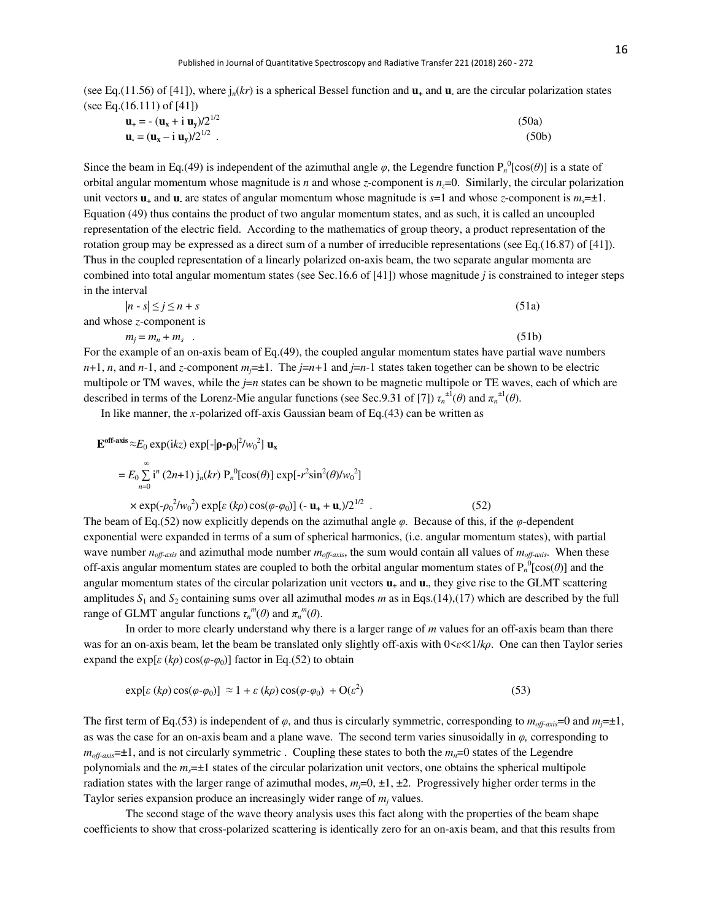(see Eq.(11.56) of [41]), where $j_n(kr)$ is a spherical Bessel function and $\mathbf{u}_+$ and $\mathbf{u}_-$ are the circular polarization states (see Eq.(16.111) of [41])

$$\mathbf{u}_+ = -(\mathbf{u}_\mathbf{x} + i\,\mathbf{u}_\mathbf{y})/2^{1/2} \tag{50a}$$

$$\mathbf{u}_- = (\mathbf{u}_\mathbf{x} - i\,\mathbf{u}_\mathbf{y})/2^{1/2} \ . \tag{50b}$$

Since the beam in Eq.(49) is independent of the azimuthal angle $\varphi$, the Legendre function $P_n^0[\cos(\theta)]$ is a state of orbital angular momentum whose magnitude is $n$ and whose $z$-component is $n_z$=0. Similarly, the circular polarization unit vectors $\mathbf{u}_+$ and $\mathbf{u}_-$ are states of angular momentum whose magnitude is $s$=1 and whose $z$-component is $m_s$=±1. Equation (49) thus contains the product of two angular momentum states, and as such, it is called an uncoupled representation of the electric field. According to the mathematics of group theory, a product representation of the rotation group may be expressed as a direct sum of a number of irreducible representations (see Eq.(16.87) of [41]). Thus in the coupled representation of a linearly polarized on-axis beam, the two separate angular momenta are combined into total angular momentum states (see Sec.16.6 of [41]) whose magnitude $j$ is constrained to integer steps in the interval

$$|n - s| \le j \le n + s \tag{51a}$$

and whose $z$-component is

$$m_j = m_n + m_s \ . \tag{51b}$$

For the example of an on-axis beam of Eq.(49), the coupled angular momentum states have partial wave numbers $n$+1, $n$, and $n$-1, and $z$-component $m_j$=±1. The $j$=$n$+1 and $j$=$n$-1 states taken together can be shown to be electric multipole or TM waves, while the $j$=$n$ states can be shown to be magnetic multipole or TE waves, each of which are described in terms of the Lorenz-Mie angular functions (see Sec.9.31 of [7]) $\tau_n^{\pm1}(\theta)$ and $\pi_n^{\pm1}(\theta)$.

In like manner, the $x$-polarized off-axis Gaussian beam of Eq.(43) can be written as

$$\mathbf{E}^{\mathbf{off\text{-}axis}} \approx E_0 \exp(ikz)\exp[-|\boldsymbol{\rho}-\boldsymbol{\rho}_0|^2/w_0^2]\,\mathbf{u}_\mathbf{x}$$

$$= E_0 \sum_{n=0}^{\infty} i^n (2n+1)\, j_n(kr)\, P_n^0[\cos(\theta)] \exp[-r^2\sin^2(\theta)/w_0^2]$$

$$\times \exp(-\rho_0^2/w_0^2)\exp[\varepsilon\,(k\rho)\cos(\varphi-\varphi_0)]\,(-\mathbf{u}_+ + \mathbf{u}_-)/2^{1/2} \ . \tag{52}$$

The beam of Eq.(52) now explicitly depends on the azimuthal angle $\varphi$. Because of this, if the $\varphi$-dependent exponential were expanded in terms of a sum of spherical harmonics, (i.e. angular momentum states), with partial wave number $n_{off\text{-}axis}$ and azimuthal mode number $m_{off\text{-}axis}$, the sum would contain all values of $m_{off\text{-}axis}$. When these off-axis angular momentum states are coupled to both the orbital angular momentum states of $P_n^0[\cos(\theta)]$ and the angular momentum states of the circular polarization unit vectors $\mathbf{u}_+$ and $\mathbf{u}_-$, they give rise to the GLMT scattering amplitudes $S_1$ and $S_2$ containing sums over all azimuthal modes $m$ as in Eqs.(14),(17) which are described by the full range of GLMT angular functions $\tau_n^m(\theta)$ and $\pi_n^m(\theta)$.

In order to more clearly understand why there is a larger range of $m$ values for an off-axis beam than there was for an on-axis beam, let the beam be translated only slightly off-axis with $0<\varepsilon\ll 1/k\rho$. One can then Taylor series expand the $\exp[\varepsilon\,(k\rho)\cos(\varphi-\varphi_0)]$ factor in Eq.(52) to obtain

$$\exp[\varepsilon\,(k\rho)\cos(\varphi-\varphi_0)] \approx 1 + \varepsilon\,(k\rho)\cos(\varphi-\varphi_0) + O(\varepsilon^2) \tag{53}$$

The first term of Eq.(53) is independent of $\varphi$, and thus is circularly symmetric, corresponding to $m_{off\text{-}axis}$=0 and $m_j$=±1, as was the case for an on-axis beam and a plane wave. The second term varies sinusoidally in $\varphi$, corresponding to $m_{off\text{-}axis}$=±1, and is not circularly symmetric . Coupling these states to both the $m_n$=0 states of the Legendre polynomials and the $m_s$=±1 states of the circular polarization unit vectors, one obtains the spherical multipole radiation states with the larger range of azimuthal modes, $m_j$=0, ±1, ±2. Progressively higher order terms in the Taylor series expansion produce an increasingly wider range of $m_j$ values.

The second stage of the wave theory analysis uses this fact along with the properties of the beam shape coefficients to show that cross-polarized scattering is identically zero for an on-axis beam, and that this results from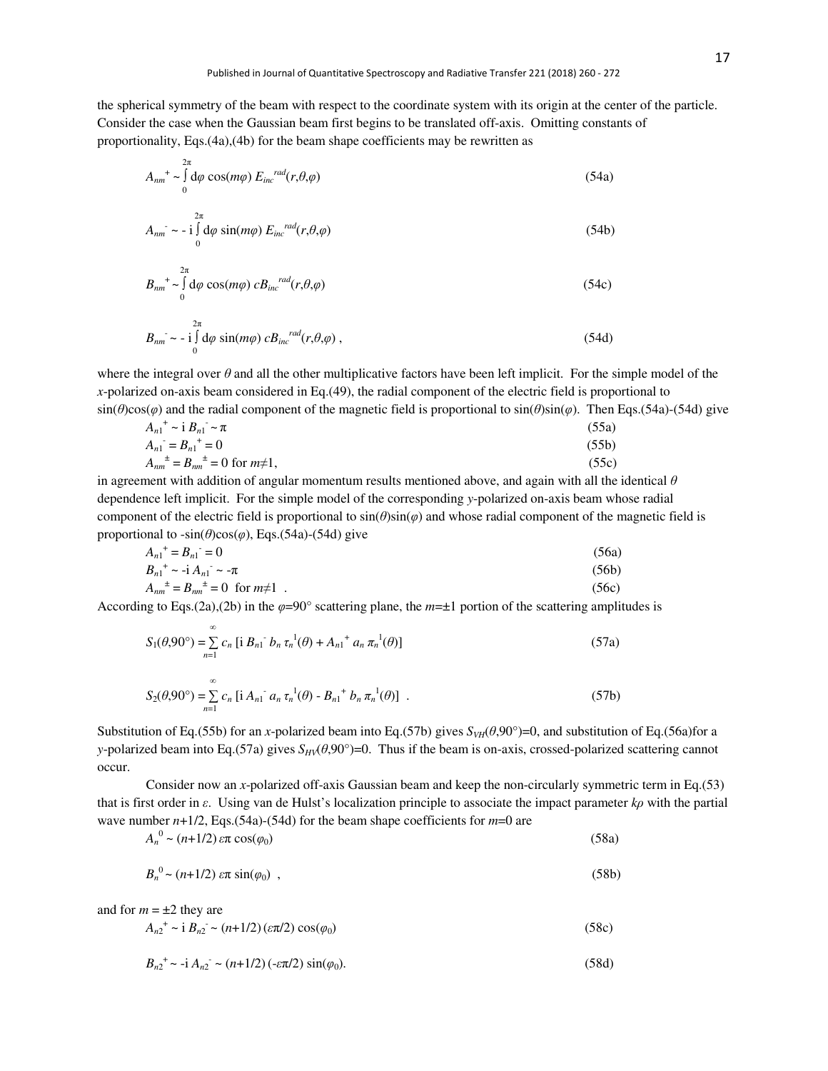the spherical symmetry of the beam with respect to the coordinate system with its origin at the center of the particle. Consider the case when the Gaussian beam first begins to be translated off-axis. Omitting constants of proportionality, Eqs.(4a),(4b) for the beam shape coefficients may be rewritten as

$$A_{nm}^{+} \sim \int_0^{2\pi} d\varphi \cos(m\varphi)\, E_{inc}^{rad}(r,\theta,\varphi) \tag{54a}$$

$$A_{nm}^{-} \sim -\,i \int_0^{2\pi} d\varphi \sin(m\varphi)\, E_{inc}^{rad}(r,\theta,\varphi) \tag{54b}$$

$$B_{nm}^{+} \sim \int_0^{2\pi} d\varphi \cos(m\varphi)\, cB_{inc}^{rad}(r,\theta,\varphi) \tag{54c}$$

$$B_{nm}^{-} \sim -\,i \int_0^{2\pi} d\varphi \sin(m\varphi)\, cB_{inc}^{rad}(r,\theta,\varphi)\ , \tag{54d}$$

where the integral over $\theta$ and all the other multiplicative factors have been left implicit. For the simple model of the $x$-polarized on-axis beam considered in Eq.(49), the radial component of the electric field is proportional to $\sin(\theta)\cos(\varphi)$ and the radial component of the magnetic field is proportional to $\sin(\theta)\sin(\varphi)$. Then Eqs.(54a)-(54d) give

$$A_{n1}^{+} \sim i\, B_{n1}^{-} \sim \pi \tag{55a}$$

$$A_{n1}^{-} = B_{n1}^{+} = 0 \tag{55b}$$

$$A_{nm}^{\pm} = B_{nm}^{\pm} = 0 \text{ for } m\neq 1, \tag{55c}$$

in agreement with addition of angular momentum results mentioned above, and again with all the identical $\theta$ dependence left implicit. For the simple model of the corresponding $y$-polarized on-axis beam whose radial component of the electric field is proportional to $\sin(\theta)\sin(\varphi)$ and whose radial component of the magnetic field is proportional to $-\sin(\theta)\cos(\varphi)$, Eqs.(54a)-(54d) give

$$A_{n1}^{+} = B_{n1}^{-} = 0 \tag{56a}$$

$$B_{n1}^{+} \sim -i\, A_{n1}^{-} \sim -\pi \tag{56b}$$

$$A_{nm}^{\pm} = B_{nm}^{\pm} = 0 \text{ for } m\neq 1\ . \tag{56c}$$

According to Eqs.(2a),(2b) in the $\varphi$=90° scattering plane, the $m$=±1 portion of the scattering amplitudes is

$$S_1(\theta,90°) = \sum_{n=1}^{\infty} c_n\, [i\, B_{n1}^{-}\, b_n\, \tau_n^{1}(\theta) + A_{n1}^{+}\, a_n\, \pi_n^{1}(\theta)] \tag{57a}$$

$$S_2(\theta,90°) = \sum_{n=1}^{\infty} c_n\, [i\, A_{n1}^{-}\, a_n\, \tau_n^{1}(\theta) - B_{n1}^{+}\, b_n\, \pi_n^{1}(\theta)]\ . \tag{57b}$$

Substitution of Eq.(55b) for an $x$-polarized beam into Eq.(57b) gives $S_{VH}(\theta,90°)=0$, and substitution of Eq.(56a)for a $y$-polarized beam into Eq.(57a) gives $S_{HV}(\theta,90°)=0$. Thus if the beam is on-axis, crossed-polarized scattering cannot occur.

Consider now an $x$-polarized off-axis Gaussian beam and keep the non-circularly symmetric term in Eq.(53) that is first order in $\varepsilon$. Using van de Hulst's localization principle to associate the impact parameter $k\rho$ with the partial wave number $n$+1/2, Eqs.(54a)-(54d) for the beam shape coefficients for $m$=0 are

$$A_n^{0} \sim (n+1/2)\, \varepsilon\pi \cos(\varphi_0) \tag{58a}$$

$$B_n^{0} \sim (n+1/2)\, \varepsilon\pi \sin(\varphi_0)\ , \tag{58b}$$

and for $m = \pm 2$ they are

$$A_{n2}^{+} \sim i\, B_{n2}^{-} \sim (n+1/2)\, (\varepsilon\pi/2) \cos(\varphi_0) \tag{58c}$$

$$B_{n2}^{+} \sim -i\, A_{n2}^{-} \sim (n+1/2)\, (-\varepsilon\pi/2) \sin(\varphi_0). \tag{58d}$$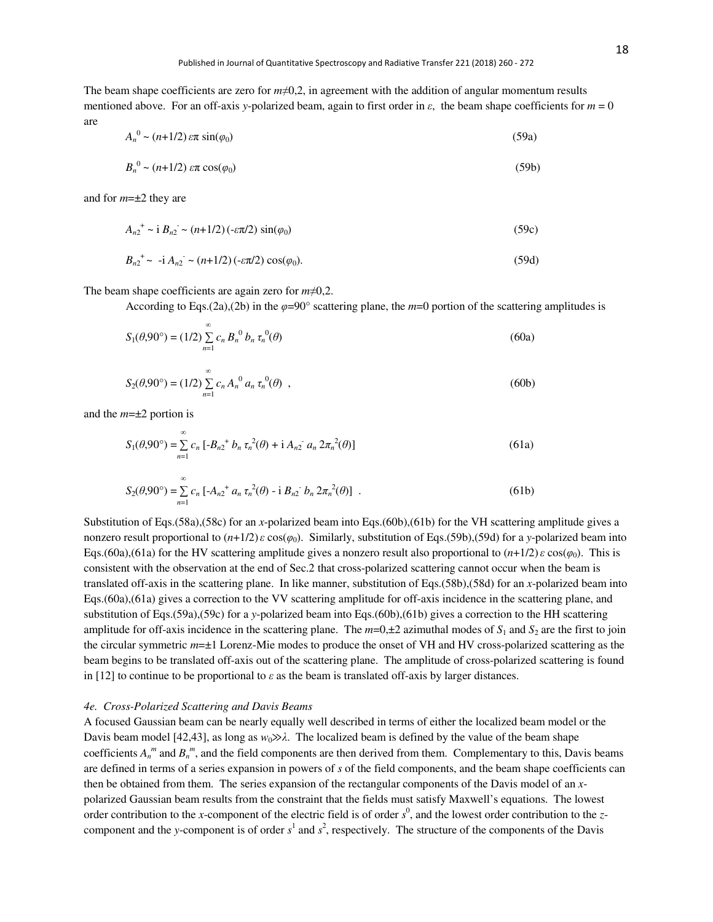The beam shape coefficients are zero for $m\neq 0,2$, in agreement with the addition of angular momentum results mentioned above. For an off-axis $y$-polarized beam, again to first order in $\varepsilon$, the beam shape coefficients for $m = 0$ are

$$A_n^{\,0} \sim (n+1/2)\,\varepsilon\pi\,\sin(\varphi_0) \tag{59a}$$

$$B_n^{\,0} \sim (n+1/2)\,\varepsilon\pi\,\cos(\varphi_0) \tag{59b}$$

and for $m=\pm 2$ they are

$$A_{n2}^{\;+} \sim \mathrm{i}\,B_{n2}^{\;-} \sim (n+1/2)\,(-\varepsilon\pi/2)\,\sin(\varphi_0) \tag{59c}$$

$$B_{n2}^{\;+} \sim \ -\mathrm{i}\,A_{n2}^{\;-} \sim (n+1/2)\,(-\varepsilon\pi/2)\,\cos(\varphi_0). \tag{59d}$$

The beam shape coefficients are again zero for $m\neq 0,2$.

According to Eqs.(2a),(2b) in the $\varphi$=90° scattering plane, the $m$=0 portion of the scattering amplitudes is

$$S_1(\theta,90°) = (1/2)\sum_{n=1}^{\infty} c_n\, B_n^{\,0}\, b_n\, \tau_n^{\,0}(\theta) \tag{60a}$$

$$S_2(\theta,90°) = (1/2)\sum_{n=1}^{\infty} c_n\, A_n^{\,0}\, a_n\, \tau_n^{\,0}(\theta)\ , \tag{60b}$$

and the $m=\pm 2$ portion is

$$S_1(\theta,90°) = \sum_{n=1}^{\infty} c_n\, [-B_{n2}^{\;+}\, b_n\, \tau_n^{\,2}(\theta) + \mathrm{i}\, A_{n2}^{\;-}\, a_n\, 2\pi_n^{\,2}(\theta)] \tag{61a}$$

$$S_2(\theta,90°) = \sum_{n=1}^{\infty} c_n\, [-A_{n2}^{\;+}\, a_n\, \tau_n^{\,2}(\theta) - \mathrm{i}\, B_{n2}^{\;-}\, b_n\, 2\pi_n^{\,2}(\theta)]\ . \tag{61b}$$

Substitution of Eqs.(58a),(58c) for an $x$-polarized beam into Eqs.(60b),(61b) for the VH scattering amplitude gives a nonzero result proportional to $(n+1/2)\,\varepsilon\cos(\varphi_0)$. Similarly, substitution of Eqs.(59b),(59d) for a $y$-polarized beam into Eqs.(60a),(61a) for the HV scattering amplitude gives a nonzero result also proportional to $(n+1/2)\,\varepsilon\cos(\varphi_0)$. This is consistent with the observation at the end of Sec.2 that cross-polarized scattering cannot occur when the beam is translated off-axis in the scattering plane. In like manner, substitution of Eqs.(58b),(58d) for an $x$-polarized beam into Eqs.(60a),(61a) gives a correction to the VV scattering amplitude for off-axis incidence in the scattering plane, and substitution of Eqs.(59a),(59c) for a $y$-polarized beam into Eqs.(60b),(61b) gives a correction to the HH scattering amplitude for off-axis incidence in the scattering plane. The $m=0,\pm 2$ azimuthal modes of $S_1$ and $S_2$ are the first to join the circular symmetric $m=\pm 1$ Lorenz-Mie modes to produce the onset of VH and HV cross-polarized scattering as the beam begins to be translated off-axis out of the scattering plane. The amplitude of cross-polarized scattering is found in [12] to continue to be proportional to $\varepsilon$ as the beam is translated off-axis by larger distances.

### *4e. Cross-Polarized Scattering and Davis Beams*

A focused Gaussian beam can be nearly equally well described in terms of either the localized beam model or the Davis beam model [42,43], as long as $w_0 \gg \lambda$. The localized beam is defined by the value of the beam shape coefficients $A_n^{\,m}$ and $B_n^{\,m}$, and the field components are then derived from them. Complementary to this, Davis beams are defined in terms of a series expansion in powers of $s$ of the field components, and the beam shape coefficients can then be obtained from them. The series expansion of the rectangular components of the Davis model of an $x$-polarized Gaussian beam results from the constraint that the fields must satisfy Maxwell's equations. The lowest order contribution to the $x$-component of the electric field is of order $s^0$, and the lowest order contribution to the $z$-component and the $y$-component is of order $s^1$ and $s^2$, respectively. The structure of the components of the Davis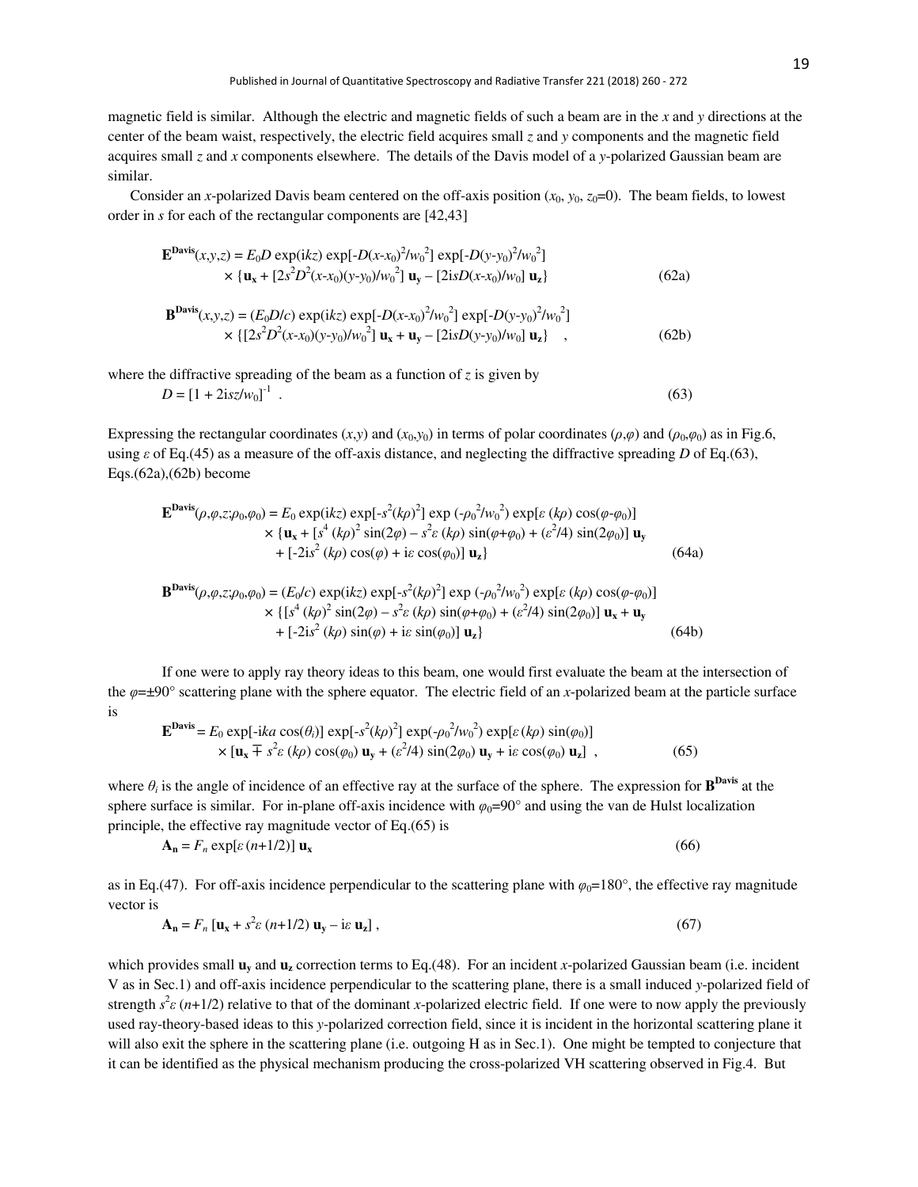magnetic field is similar. Although the electric and magnetic fields of such a beam are in the $x$ and $y$ directions at the center of the beam waist, respectively, the electric field acquires small $z$ and $y$ components and the magnetic field acquires small $z$ and $x$ components elsewhere. The details of the Davis model of a $y$-polarized Gaussian beam are similar.

Consider an $x$-polarized Davis beam centered on the off-axis position ($x_0$, $y_0$, $z_0$=0). The beam fields, to lowest order in $s$ for each of the rectangular components are [42,43]

$$\mathbf{E}^{\mathbf{Davis}}(x,y,z) = E_0 D \exp(\mathrm{i}kz) \exp[-D(x-x_0)^2/w_0^2] \exp[-D(y-y_0)^2/w_0^2] \\ \times \{\mathbf{u_x} + [2s^2D^2(x-x_0)(y-y_0)/w_0^2]\,\mathbf{u_y} - [2\mathrm{i}sD(x-x_0)/w_0]\,\mathbf{u_z}\} \tag{62a}$$

$$\mathbf{B}^{\mathbf{Davis}}(x,y,z) = (E_0D/c) \exp(\mathrm{i}kz) \exp[-D(x-x_0)^2/w_0^2] \exp[-D(y-y_0)^2/w_0^2] \\ \times \{[2s^2D^2(x-x_0)(y-y_0)/w_0^2]\,\mathbf{u_x} + \mathbf{u_y} - [2\mathrm{i}sD(y-y_0)/w_0]\,\mathbf{u_z}\} \quad , \tag{62b}$$

where the diffractive spreading of the beam as a function of $z$ is given by

$$D = [1 + 2\mathrm{i}sz/w_0]^{-1} \quad . \tag{63}$$

Expressing the rectangular coordinates ($x$,$y$) and ($x_0$,$y_0$) in terms of polar coordinates ($\rho$,$\varphi$) and ($\rho_0$,$\varphi_0$) as in Fig.6, using $\varepsilon$ of Eq.(45) as a measure of the off-axis distance, and neglecting the diffractive spreading $D$ of Eq.(63), Eqs.(62a),(62b) become

$$\mathbf{E}^{\mathbf{Davis}}(\rho,\varphi,z;\rho_0,\varphi_0) = E_0 \exp(\mathrm{i}kz) \exp[-s^2(k\rho)^2] \exp(-\rho_0^2/w_0^2) \exp[\varepsilon\,(k\rho)\cos(\varphi-\varphi_0)] \\ \times \{\mathbf{u_x} + [s^4\,(k\rho)^2 \sin(2\varphi) - s^2\varepsilon\,(k\rho)\sin(\varphi+\varphi_0) + (\varepsilon^2/4)\sin(2\varphi_0)]\,\mathbf{u_y} \\ + [-2\mathrm{i}s^2\,(k\rho)\cos(\varphi) + \mathrm{i}\varepsilon\cos(\varphi_0)]\,\mathbf{u_z}\} \tag{64a}$$

$$\mathbf{B}^{\mathbf{Davis}}(\rho,\varphi,z;\rho_0,\varphi_0) = (E_0/c) \exp(\mathrm{i}kz) \exp[-s^2(k\rho)^2] \exp(-\rho_0^2/w_0^2) \exp[\varepsilon\,(k\rho)\cos(\varphi-\varphi_0)] \\ \times \{[s^4\,(k\rho)^2 \sin(2\varphi) - s^2\varepsilon\,(k\rho)\sin(\varphi+\varphi_0) + (\varepsilon^2/4)\sin(2\varphi_0)]\,\mathbf{u_x} + \mathbf{u_y} \\ + [-2\mathrm{i}s^2\,(k\rho)\sin(\varphi) + \mathrm{i}\varepsilon\sin(\varphi_0)]\,\mathbf{u_z}\} \tag{64b}$$

If one were to apply ray theory ideas to this beam, one would first evaluate the beam at the intersection of the $\varphi$=±90° scattering plane with the sphere equator. The electric field of an $x$-polarized beam at the particle surface is

$$\mathbf{E}^{\mathbf{Davis}} = E_0 \exp[-\mathrm{i}ka\cos(\theta_i)] \exp[-s^2(k\rho)^2] \exp(-\rho_0^2/w_0^2) \exp[\varepsilon\,(k\rho)\sin(\varphi_0)] \\ \times [\mathbf{u_x} \mp s^2\varepsilon\,(k\rho)\cos(\varphi_0)\,\mathbf{u_y} + (\varepsilon^2/4)\sin(2\varphi_0)\,\mathbf{u_y} + \mathrm{i}\varepsilon\cos(\varphi_0)\,\mathbf{u_z}] \quad , \tag{65}$$

where $\theta_i$ is the angle of incidence of an effective ray at the surface of the sphere. The expression for $\mathbf{B}^{\mathbf{Davis}}$ at the sphere surface is similar. For in-plane off-axis incidence with $\varphi_0$=90° and using the van de Hulst localization principle, the effective ray magnitude vector of Eq.(65) is

$$\mathbf{A_n} = F_n \exp[\varepsilon\,(n+1/2)]\,\mathbf{u_x} \tag{66}$$

as in Eq.(47). For off-axis incidence perpendicular to the scattering plane with $\varphi_0$=180°, the effective ray magnitude vector is

$$\mathbf{A_n} = F_n\,[\mathbf{u_x} + s^2\varepsilon\,(n+1/2)\,\mathbf{u_y} - \mathrm{i}\varepsilon\,\mathbf{u_z}] \,, \tag{67}$$

which provides small $\mathbf{u_y}$ and $\mathbf{u_z}$ correction terms to Eq.(48). For an incident $x$-polarized Gaussian beam (i.e. incident V as in Sec.1) and off-axis incidence perpendicular to the scattering plane, there is a small induced $y$-polarized field of strength $s^2\varepsilon\,(n+1/2)$ relative to that of the dominant $x$-polarized electric field. If one were to now apply the previously used ray-theory-based ideas to this $y$-polarized correction field, since it is incident in the horizontal scattering plane it will also exit the sphere in the scattering plane (i.e. outgoing H as in Sec.1). One might be tempted to conjecture that it can be identified as the physical mechanism producing the cross-polarized VH scattering observed in Fig.4. But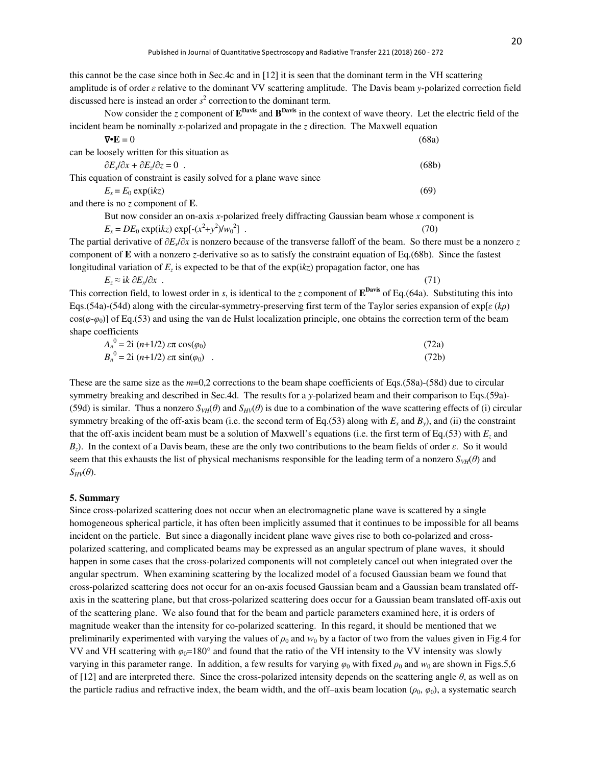this cannot be the case since both in Sec.4c and in [12] it is seen that the dominant term in the VH scattering amplitude is of order $\varepsilon$ relative to the dominant VV scattering amplitude. The Davis beam $y$-polarized correction field discussed here is instead an order $s^2$ correction to the dominant term.

Now consider the $z$ component of $\mathbf{E}^{\mathbf{Davis}}$ and $\mathbf{B}^{\mathbf{Davis}}$ in the context of wave theory. Let the electric field of the incident beam be nominally $x$-polarized and propagate in the $z$ direction. The Maxwell equation

$$\nabla\bullet\mathbf{E} = 0 \tag{68a}$$

can be loosely written for this situation as

$$\partial E_x/\partial x + \partial E_z/\partial z = 0 \ . \tag{68b}$$

This equation of constraint is easily solved for a plane wave since

$$E_x = E_0 \exp(\mathrm{i}kz) \tag{69}$$

and there is no $z$ component of $\mathbf{E}$.

But now consider an on-axis $x$-polarized freely diffracting Gaussian beam whose $x$ component is

$$E_x = DE_0 \exp(\mathrm{i}kz) \exp[-(x^2+y^2)/w_0^2] \ . \tag{70}$$

The partial derivative of $\partial E_x/\partial x$ is nonzero because of the transverse falloff of the beam. So there must be a nonzero $z$ component of $\mathbf{E}$ with a nonzero $z$-derivative so as to satisfy the constraint equation of Eq.(68b). Since the fastest longitudinal variation of $E_z$ is expected to be that of the $\exp(\mathrm{i}kz)$ propagation factor, one has

$$E_z \approx \mathrm{i}k\ \partial E_x/\partial x \ . \tag{71}$$

This correction field, to lowest order in $s$, is identical to the $z$ component of $\mathbf{E}^{\mathbf{Davis}}$ of Eq.(64a). Substituting this into Eqs.(54a)-(54d) along with the circular-symmetry-preserving first term of the Taylor series expansion of $\exp[\varepsilon\,(k\rho)\cos(\varphi-\varphi_0)]$ of Eq.(53) and using the van de Hulst localization principle, one obtains the correction term of the beam shape coefficients

$$A_n^{\,0} = 2\mathrm{i}\ (n+1/2)\ \varepsilon\pi \cos(\varphi_0) \tag{72a}$$

$$B_n^{\,0} = 2\mathrm{i}\ (n+1/2)\ \varepsilon\pi \sin(\varphi_0) \ . \tag{72b}$$

These are the same size as the $m$=0,2 corrections to the beam shape coefficients of Eqs.(58a)-(58d) due to circular symmetry breaking and described in Sec.4d. The results for a $y$-polarized beam and their comparison to Eqs.(59a)-(59d) is similar. Thus a nonzero $S_{VH}(\theta)$ and $S_{HV}(\theta)$ is due to a combination of the wave scattering effects of (i) circular symmetry breaking of the off-axis beam (i.e. the second term of Eq.(53) along with $E_x$ and $B_y$), and (ii) the constraint that the off-axis incident beam must be a solution of Maxwell's equations (i.e. the first term of Eq.(53) with $E_z$ and $B_z$). In the context of a Davis beam, these are the only two contributions to the beam fields of order $\varepsilon$. So it would seem that this exhausts the list of physical mechanisms responsible for the leading term of a nonzero $S_{VH}(\theta)$ and $S_{HV}(\theta)$.

## 5. Summary

Since cross-polarized scattering does not occur when an electromagnetic plane wave is scattered by a single homogeneous spherical particle, it has often been implicitly assumed that it continues to be impossible for all beams incident on the particle. But since a diagonally incident plane wave gives rise to both co-polarized and cross-polarized scattering, and complicated beams may be expressed as an angular spectrum of plane waves, it should happen in some cases that the cross-polarized components will not completely cancel out when integrated over the angular spectrum. When examining scattering by the localized model of a focused Gaussian beam we found that cross-polarized scattering does not occur for an on-axis focused Gaussian beam and a Gaussian beam translated off-axis in the scattering plane, but that cross-polarized scattering does occur for a Gaussian beam translated off-axis out of the scattering plane. We also found that for the beam and particle parameters examined here, it is orders of magnitude weaker than the intensity for co-polarized scattering. In this regard, it should be mentioned that we preliminarily experimented with varying the values of $\rho_0$ and $w_0$ by a factor of two from the values given in Fig.4 for VV and VH scattering with $\varphi_0$=180° and found that the ratio of the VH intensity to the VV intensity was slowly varying in this parameter range. In addition, a few results for varying $\varphi_0$ with fixed $\rho_0$ and $w_0$ are shown in Figs.5,6 of [12] and are interpreted there. Since the cross-polarized intensity depends on the scattering angle $\theta$, as well as on the particle radius and refractive index, the beam width, and the off–axis beam location ($\rho_0$, $\varphi_0$), a systematic search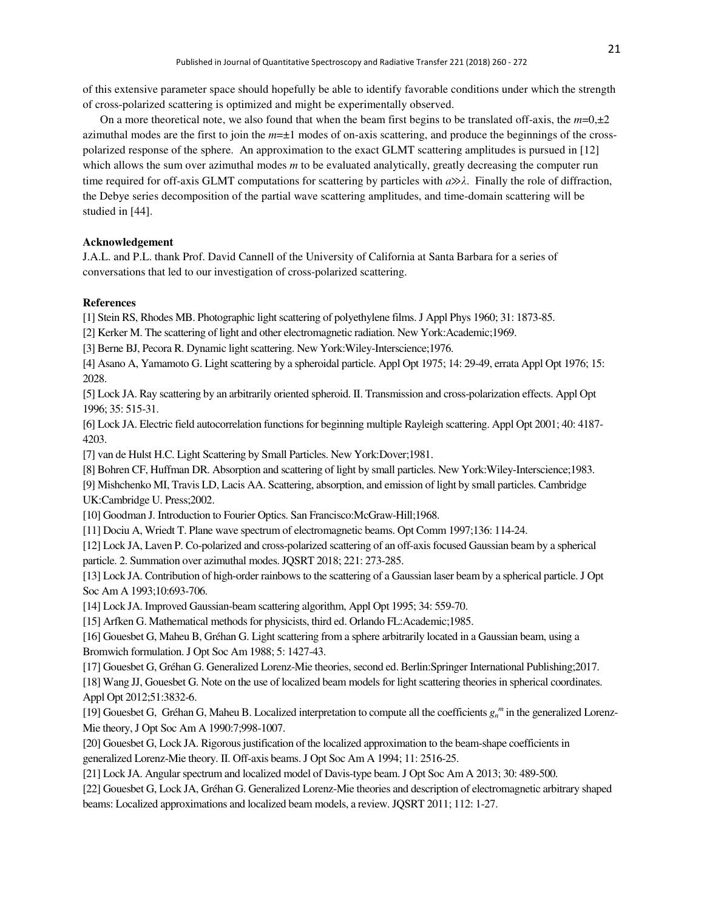of this extensive parameter space should hopefully be able to identify favorable conditions under which the strength of cross-polarized scattering is optimized and might be experimentally observed.

On a more theoretical note, we also found that when the beam first begins to be translated off-axis, the $m=0,\pm 2$ azimuthal modes are the first to join the $m=\pm 1$ modes of on-axis scattering, and produce the beginnings of the cross-polarized response of the sphere. An approximation to the exact GLMT scattering amplitudes is pursued in [12] which allows the sum over azimuthal modes $m$ to be evaluated analytically, greatly decreasing the computer run time required for off-axis GLMT computations for scattering by particles with $a \gg \lambda$. Finally the role of diffraction, the Debye series decomposition of the partial wave scattering amplitudes, and time-domain scattering will be studied in [44].

**Acknowledgement**

J.A.L. and P.L. thank Prof. David Cannell of the University of California at Santa Barbara for a series of conversations that led to our investigation of cross-polarized scattering.

**References**

[1] Stein RS, Rhodes MB. Photographic light scattering of polyethylene films. J Appl Phys 1960; 31: 1873-85.

[2] Kerker M. The scattering of light and other electromagnetic radiation. New York:Academic;1969.

[3] Berne BJ, Pecora R. Dynamic light scattering. New York:Wiley-Interscience;1976.

[4] Asano A, Yamamoto G. Light scattering by a spheroidal particle. Appl Opt 1975; 14: 29-49, errata Appl Opt 1976; 15: 2028.

[5] Lock JA. Ray scattering by an arbitrarily oriented spheroid. II. Transmission and cross-polarization effects. Appl Opt 1996; 35: 515-31.

[6] Lock JA. Electric field autocorrelation functions for beginning multiple Rayleigh scattering. Appl Opt 2001; 40: 4187-4203.

[7] van de Hulst H.C. Light Scattering by Small Particles. New York:Dover;1981.

[8] Bohren CF, Huffman DR. Absorption and scattering of light by small particles. New York:Wiley-Interscience;1983.

[9] Mishchenko MI, Travis LD, Lacis AA. Scattering, absorption, and emission of light by small particles. Cambridge UK:Cambridge U. Press;2002.

[10] Goodman J. Introduction to Fourier Optics. San Francisco:McGraw-Hill;1968.

[11] Dociu A, Wriedt T. Plane wave spectrum of electromagnetic beams. Opt Comm 1997;136: 114-24.

[12] Lock JA, Laven P. Co-polarized and cross-polarized scattering of an off-axis focused Gaussian beam by a spherical particle. 2. Summation over azimuthal modes. JQSRT 2018; 221: 273-285.

[13] Lock JA. Contribution of high-order rainbows to the scattering of a Gaussian laser beam by a spherical particle. J Opt Soc Am A 1993;10:693-706.

[14] Lock JA. Improved Gaussian-beam scattering algorithm, Appl Opt 1995; 34: 559-70.

[15] Arfken G. Mathematical methods for physicists, third ed. Orlando FL:Academic;1985.

[16] Gouesbet G, Maheu B, Gréhan G. Light scattering from a sphere arbitrarily located in a Gaussian beam, using a Bromwich formulation. J Opt Soc Am 1988; 5: 1427-43.

[17] Gouesbet G, Gréhan G. Generalized Lorenz-Mie theories, second ed. Berlin:Springer International Publishing;2017.

[18] Wang JJ, Gouesbet G. Note on the use of localized beam models for light scattering theories in spherical coordinates. Appl Opt 2012;51:3832-6.

[19] Gouesbet G, Gréhan G, Maheu B. Localized interpretation to compute all the coefficients $g_n^m$ in the generalized Lorenz-Mie theory, J Opt Soc Am A 1990:7;998-1007.

[20] Gouesbet G, Lock JA. Rigorous justification of the localized approximation to the beam-shape coefficients in generalized Lorenz-Mie theory. II. Off-axis beams. J Opt Soc Am A 1994; 11: 2516-25.

[21] Lock JA. Angular spectrum and localized model of Davis-type beam. J Opt Soc Am A 2013; 30: 489-500.

[22] Gouesbet G, Lock JA, Gréhan G. Generalized Lorenz-Mie theories and description of electromagnetic arbitrary shaped beams: Localized approximations and localized beam models, a review. JQSRT 2011; 112: 1-27.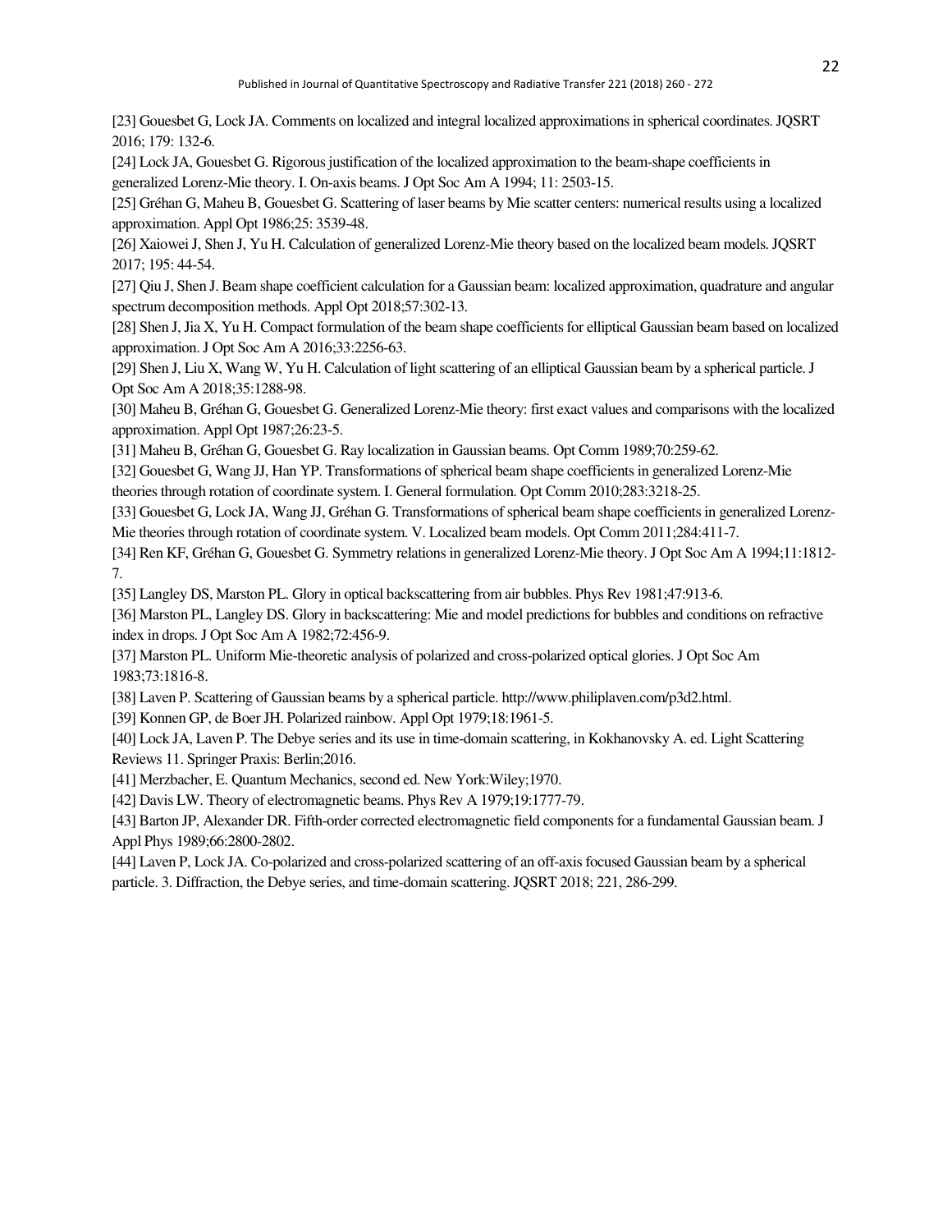[23] Gouesbet G, Lock JA. Comments on localized and integral localized approximations in spherical coordinates. JQSRT 2016; 179: 132-6.

[24] Lock JA, Gouesbet G. Rigorous justification of the localized approximation to the beam-shape coefficients in generalized Lorenz-Mie theory. I. On-axis beams. J Opt Soc Am A 1994; 11: 2503-15.

[25] Gréhan G, Maheu B, Gouesbet G. Scattering of laser beams by Mie scatter centers: numerical results using a localized approximation. Appl Opt 1986;25: 3539-48.

[26] Xaiowei J, Shen J, Yu H. Calculation of generalized Lorenz-Mie theory based on the localized beam models. JQSRT 2017; 195: 44-54.

[27] Qiu J, Shen J. Beam shape coefficient calculation for a Gaussian beam: localized approximation, quadrature and angular spectrum decomposition methods. Appl Opt 2018;57:302-13.

[28] Shen J, Jia X, Yu H. Compact formulation of the beam shape coefficients for elliptical Gaussian beam based on localized approximation. J Opt Soc Am A 2016;33:2256-63.

[29] Shen J, Liu X, Wang W, Yu H. Calculation of light scattering of an elliptical Gaussian beam by a spherical particle. J Opt Soc Am A 2018;35:1288-98.

[30] Maheu B, Gréhan G, Gouesbet G. Generalized Lorenz-Mie theory: first exact values and comparisons with the localized approximation. Appl Opt 1987;26:23-5.

[31] Maheu B, Gréhan G, Gouesbet G. Ray localization in Gaussian beams. Opt Comm 1989;70:259-62.

[32] Gouesbet G, Wang JJ, Han YP. Transformations of spherical beam shape coefficients in generalized Lorenz-Mie theories through rotation of coordinate system. I. General formulation. Opt Comm 2010;283:3218-25.

[33] Gouesbet G, Lock JA, Wang JJ, Gréhan G. Transformations of spherical beam shape coefficients in generalized Lorenz-Mie theories through rotation of coordinate system. V. Localized beam models. Opt Comm 2011;284:411-7.

[34] Ren KF, Gréhan G, Gouesbet G. Symmetry relations in generalized Lorenz-Mie theory. J Opt Soc Am A 1994;11:1812-7.

[35] Langley DS, Marston PL. Glory in optical backscattering from air bubbles. Phys Rev 1981;47:913-6.

[36] Marston PL, Langley DS. Glory in backscattering: Mie and model predictions for bubbles and conditions on refractive index in drops. J Opt Soc Am A 1982;72:456-9.

[37] Marston PL. Uniform Mie-theoretic analysis of polarized and cross-polarized optical glories. J Opt Soc Am 1983;73:1816-8.

[38] Laven P. Scattering of Gaussian beams by a spherical particle. http://www.philiplaven.com/p3d2.html.

[39] Konnen GP, de Boer JH. Polarized rainbow. Appl Opt 1979;18:1961-5.

[40] Lock JA, Laven P. The Debye series and its use in time-domain scattering, in Kokhanovsky A. ed. Light Scattering Reviews 11. Springer Praxis: Berlin;2016.

[41] Merzbacher, E. Quantum Mechanics, second ed. New York:Wiley;1970.

[42] Davis LW. Theory of electromagnetic beams. Phys Rev A 1979;19:1777-79.

[43] Barton JP, Alexander DR. Fifth-order corrected electromagnetic field components for a fundamental Gaussian beam. J Appl Phys 1989;66:2800-2802.

[44] Laven P, Lock JA. Co-polarized and cross-polarized scattering of an off-axis focused Gaussian beam by a spherical particle. 3. Diffraction, the Debye series, and time-domain scattering. JQSRT 2018; 221, 286-299.